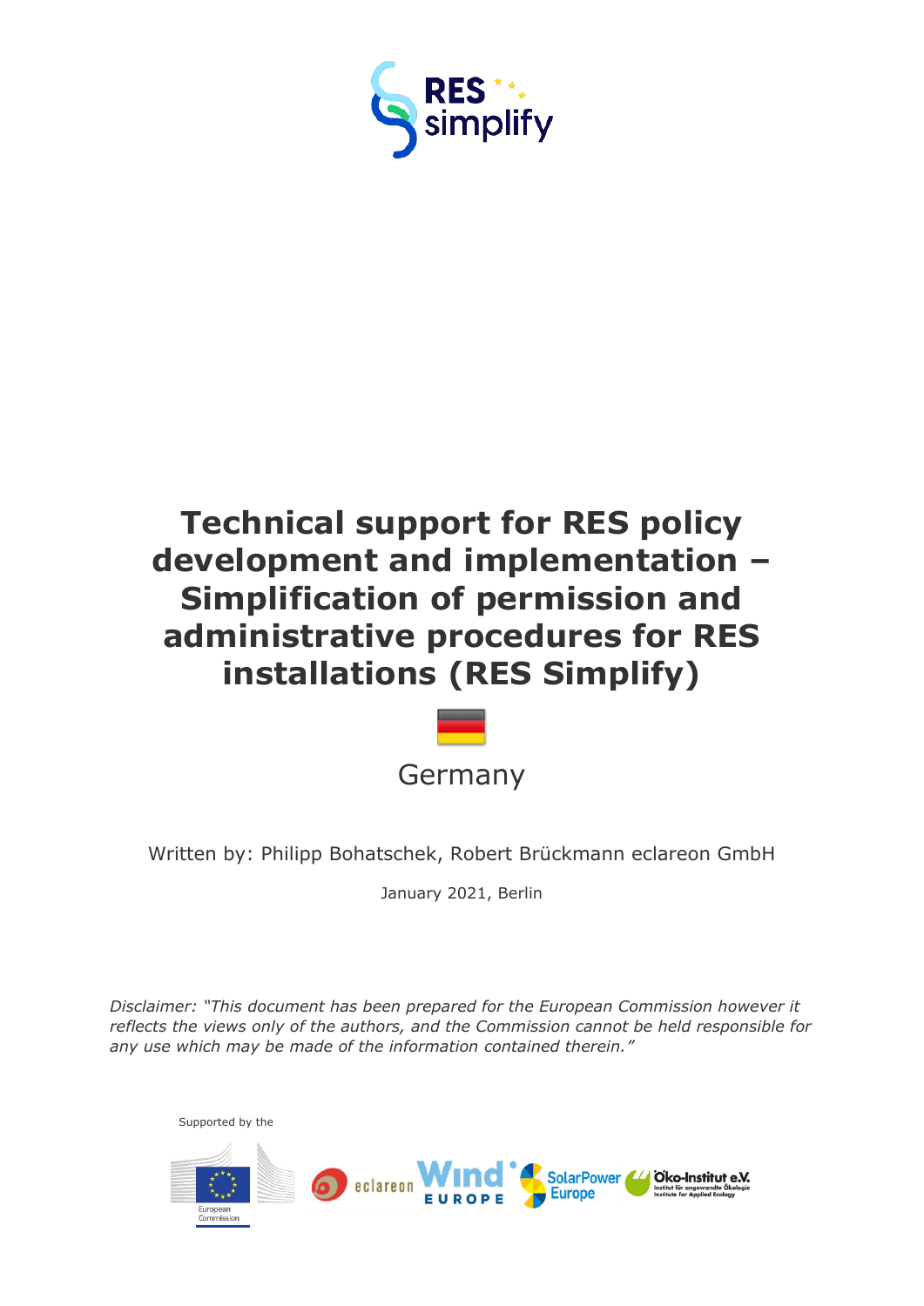RES simplify

# Technical support for RES policy development and implementation – Simplification of permission and administrative procedures for RES installations (RES Simplify)

Germany

Written by: Philipp Bohatschek, Robert Brückmann eclareon GmbH

January 2021, Berlin

*Disclaimer: "This document has been prepared for the European Commission however it reflects the views only of the authors, and the Commission cannot be held responsible for any use which may be made of the information contained therein."*

Supported by the

European Commission | eclareon | Wind Europe | SolarPower Europe | Öko-Institut e.V. Institut für angewandte Ökologie Institute for Applied Ecology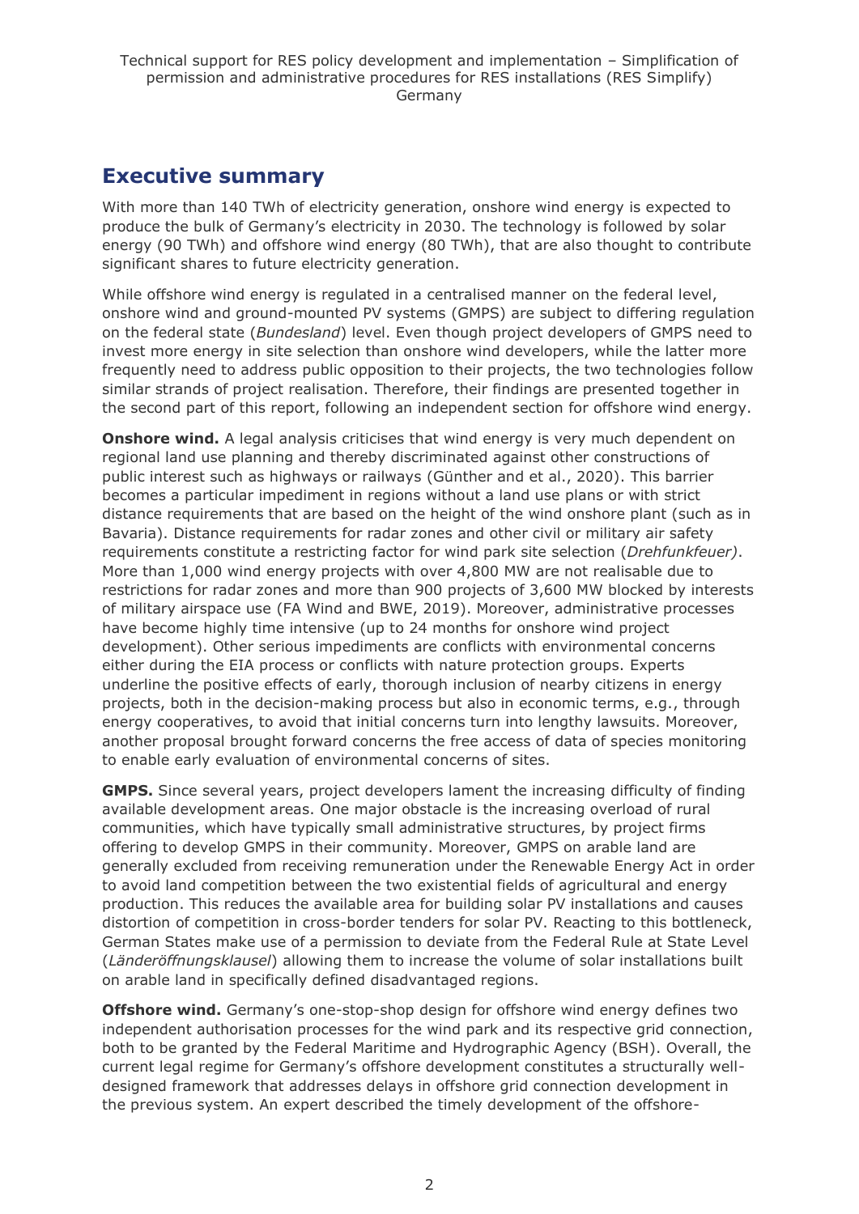## Executive summary

With more than 140 TWh of electricity generation, onshore wind energy is expected to produce the bulk of Germany's electricity in 2030. The technology is followed by solar energy (90 TWh) and offshore wind energy (80 TWh), that are also thought to contribute significant shares to future electricity generation.

While offshore wind energy is regulated in a centralised manner on the federal level, onshore wind and ground-mounted PV systems (GMPS) are subject to differing regulation on the federal state (*Bundesland*) level. Even though project developers of GMPS need to invest more energy in site selection than onshore wind developers, while the latter more frequently need to address public opposition to their projects, the two technologies follow similar strands of project realisation. Therefore, their findings are presented together in the second part of this report, following an independent section for offshore wind energy.

**Onshore wind.** A legal analysis criticises that wind energy is very much dependent on regional land use planning and thereby discriminated against other constructions of public interest such as highways or railways (Günther and et al., 2020). This barrier becomes a particular impediment in regions without a land use plans or with strict distance requirements that are based on the height of the wind onshore plant (such as in Bavaria). Distance requirements for radar zones and other civil or military air safety requirements constitute a restricting factor for wind park site selection (*Drehfunkfeuer)*. More than 1,000 wind energy projects with over 4,800 MW are not realisable due to restrictions for radar zones and more than 900 projects of 3,600 MW blocked by interests of military airspace use (FA Wind and BWE, 2019). Moreover, administrative processes have become highly time intensive (up to 24 months for onshore wind project development). Other serious impediments are conflicts with environmental concerns either during the EIA process or conflicts with nature protection groups. Experts underline the positive effects of early, thorough inclusion of nearby citizens in energy projects, both in the decision-making process but also in economic terms, e.g., through energy cooperatives, to avoid that initial concerns turn into lengthy lawsuits. Moreover, another proposal brought forward concerns the free access of data of species monitoring to enable early evaluation of environmental concerns of sites.

**GMPS.** Since several years, project developers lament the increasing difficulty of finding available development areas. One major obstacle is the increasing overload of rural communities, which have typically small administrative structures, by project firms offering to develop GMPS in their community. Moreover, GMPS on arable land are generally excluded from receiving remuneration under the Renewable Energy Act in order to avoid land competition between the two existential fields of agricultural and energy production. This reduces the available area for building solar PV installations and causes distortion of competition in cross-border tenders for solar PV. Reacting to this bottleneck, German States make use of a permission to deviate from the Federal Rule at State Level (*Länderöffnungsklausel*) allowing them to increase the volume of solar installations built on arable land in specifically defined disadvantaged regions.

**Offshore wind.** Germany's one-stop-shop design for offshore wind energy defines two independent authorisation processes for the wind park and its respective grid connection, both to be granted by the Federal Maritime and Hydrographic Agency (BSH). Overall, the current legal regime for Germany's offshore development constitutes a structurally well-designed framework that addresses delays in offshore grid connection development in the previous system. An expert described the timely development of the offshore-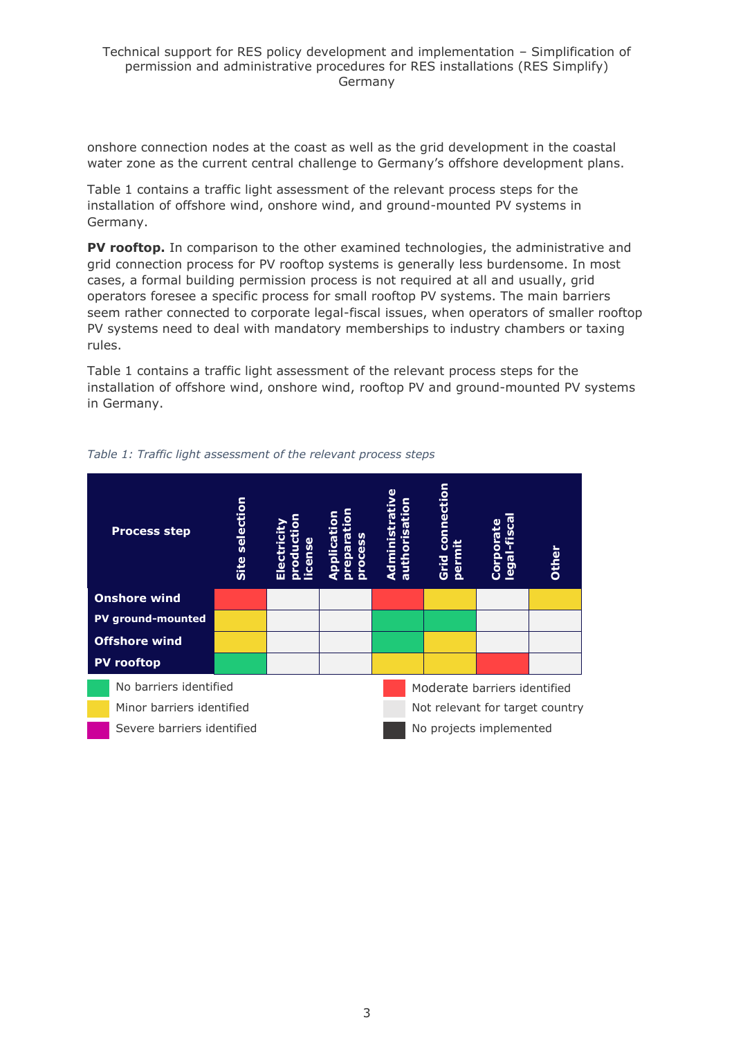onshore connection nodes at the coast as well as the grid development in the coastal water zone as the current central challenge to Germany's offshore development plans.

Table 1 contains a traffic light assessment of the relevant process steps for the installation of offshore wind, onshore wind, and ground-mounted PV systems in Germany.

**PV rooftop.** In comparison to the other examined technologies, the administrative and grid connection process for PV rooftop systems is generally less burdensome. In most cases, a formal building permission process is not required at all and usually, grid operators foresee a specific process for small rooftop PV systems. The main barriers seem rather connected to corporate legal-fiscal issues, when operators of smaller rooftop PV systems need to deal with mandatory memberships to industry chambers or taxing rules.

Table 1 contains a traffic light assessment of the relevant process steps for the installation of offshore wind, onshore wind, rooftop PV and ground-mounted PV systems in Germany.

*Table 1: Traffic light assessment of the relevant process steps*

| Process step | Site selection | Electricity production license | Application preparation process | Administrative authorisation | Grid connection permit | Corporate legal-fiscal | Other |
|---|---|---|---|---|---|---|---|
| **Onshore wind** | Moderate barriers identified | Not relevant for target country | Not relevant for target country | Moderate barriers identified | Minor barriers identified | Not relevant for target country | Minor barriers identified |
| **PV ground-mounted** | Minor barriers identified | Not relevant for target country | Not relevant for target country | No barriers identified | No barriers identified | Not relevant for target country | Not relevant for target country |
| **Offshore wind** | Minor barriers identified | Not relevant for target country | Not relevant for target country | No barriers identified | Minor barriers identified | Not relevant for target country | Not relevant for target country |
| **PV rooftop** | No barriers identified | Not relevant for target country | Not relevant for target country | Minor barriers identified | Minor barriers identified | Moderate barriers identified | Not relevant for target country |

Legend:

- No barriers identified
- Minor barriers identified
- Severe barriers identified
- Moderate barriers identified
- Not relevant for target country
- No projects implemented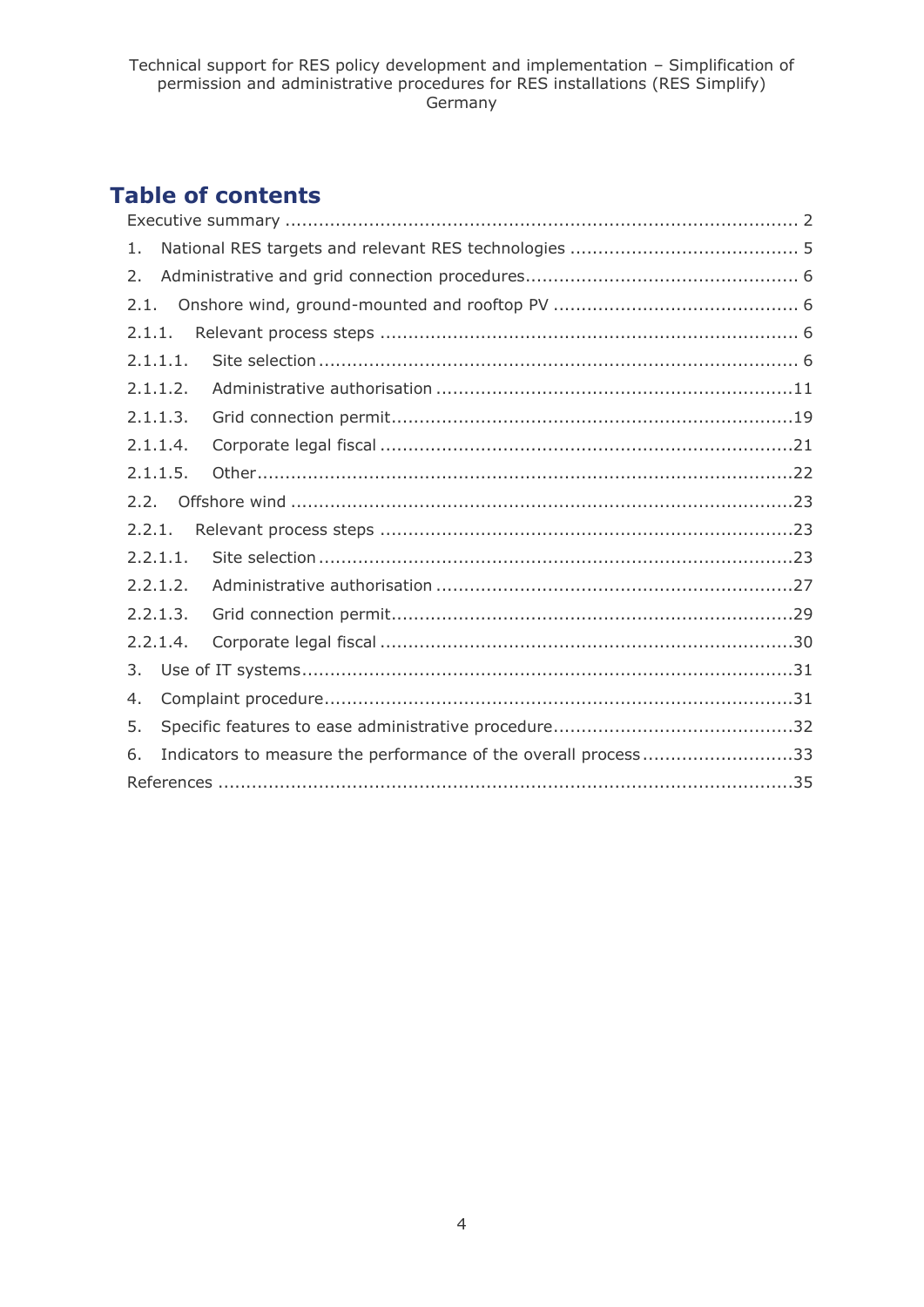# Table of contents

Executive summary ............................................................................................ 2

1. National RES targets and relevant RES technologies ......................................... 5

2. Administrative and grid connection procedures................................................ 6

2.1. Onshore wind, ground-mounted and rooftop PV ............................................ 6

2.1.1. Relevant process steps .......................................................................... 6

2.1.1.1. Site selection ..................................................................................... 6

2.1.1.2. Administrative authorisation ...............................................................11

2.1.1.3. Grid connection permit.......................................................................19

2.1.1.4. Corporate legal fiscal .........................................................................21

2.1.1.5. Other................................................................................................22

2.2. Offshore wind .........................................................................................23

2.2.1. Relevant process steps .........................................................................23

2.2.1.1. Site selection .....................................................................................23

2.2.1.2. Administrative authorisation ...............................................................27

2.2.1.3. Grid connection permit.......................................................................29

2.2.1.4. Corporate legal fiscal .........................................................................30

3. Use of IT systems.......................................................................................31

4. Complaint procedure...................................................................................31

5. Specific features to ease administrative procedure...........................................32

6. Indicators to measure the performance of the overall process...........................33

References ......................................................................................................35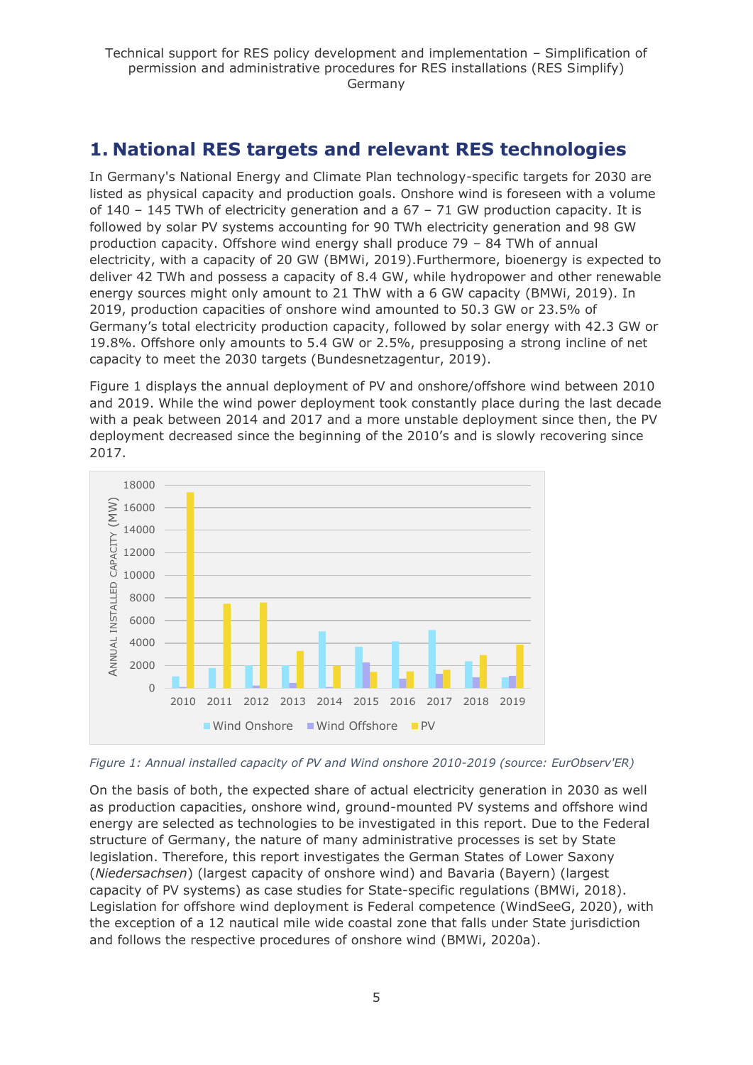# 1. National RES targets and relevant RES technologies

In Germany's National Energy and Climate Plan technology-specific targets for 2030 are listed as physical capacity and production goals. Onshore wind is foreseen with a volume of 140 – 145 TWh of electricity generation and a 67 – 71 GW production capacity. It is followed by solar PV systems accounting for 90 TWh electricity generation and 98 GW production capacity. Offshore wind energy shall produce 79 – 84 TWh of annual electricity, with a capacity of 20 GW (BMWi, 2019).Furthermore, bioenergy is expected to deliver 42 TWh and possess a capacity of 8.4 GW, while hydropower and other renewable energy sources might only amount to 21 ThW with a 6 GW capacity (BMWi, 2019). In 2019, production capacities of onshore wind amounted to 50.3 GW or 23.5% of Germany's total electricity production capacity, followed by solar energy with 42.3 GW or 19.8%. Offshore only amounts to 5.4 GW or 2.5%, presupposing a strong incline of net capacity to meet the 2030 targets (Bundesnetzagentur, 2019).

Figure 1 displays the annual deployment of PV and onshore/offshore wind between 2010 and 2019. While the wind power deployment took constantly place during the last decade with a peak between 2014 and 2017 and a more unstable deployment since then, the PV deployment decreased since the beginning of the 2010's and is slowly recovering since 2017.

*Figure 1: Annual installed capacity of PV and Wind onshore 2010-2019 (source: EurObserv'ER)*

On the basis of both, the expected share of actual electricity generation in 2030 as well as production capacities, onshore wind, ground-mounted PV systems and offshore wind energy are selected as technologies to be investigated in this report. Due to the Federal structure of Germany, the nature of many administrative processes is set by State legislation. Therefore, this report investigates the German States of Lower Saxony (*Niedersachsen*) (largest capacity of onshore wind) and Bavaria (Bayern) (largest capacity of PV systems) as case studies for State-specific regulations (BMWi, 2018). Legislation for offshore wind deployment is Federal competence (WindSeeG, 2020), with the exception of a 12 nautical mile wide coastal zone that falls under State jurisdiction and follows the respective procedures of onshore wind (BMWi, 2020a).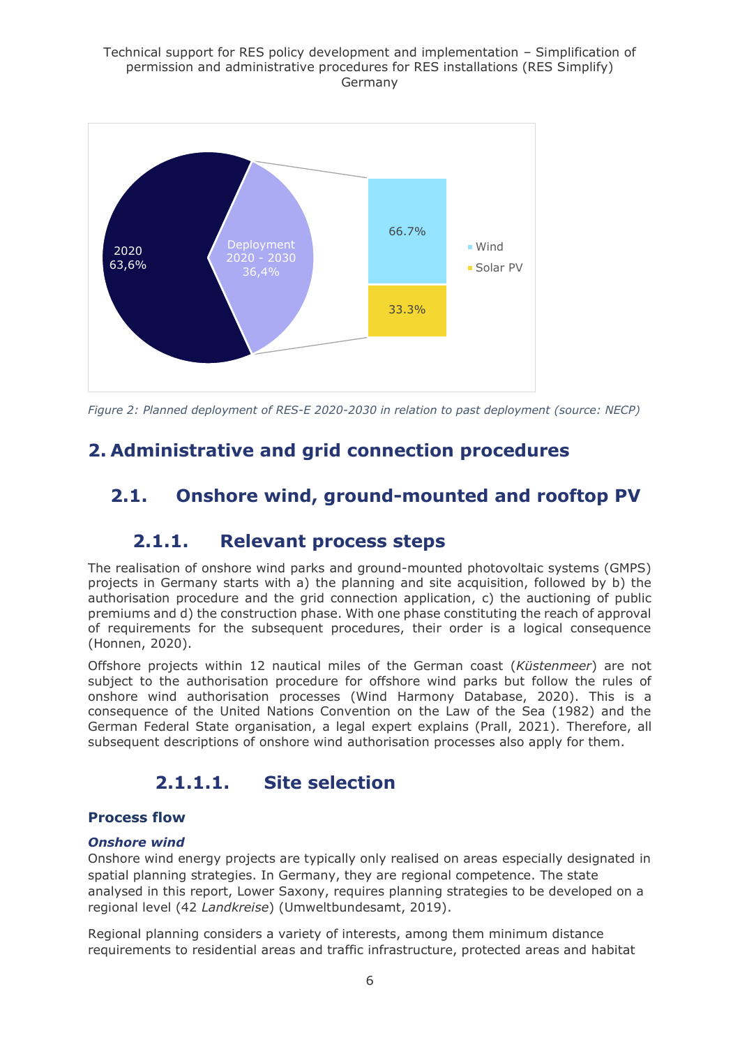Figure 2: Planned deployment of RES-E 2020-2030 in relation to past deployment (source: NECP)

# 2. Administrative and grid connection procedures

## 2.1. Onshore wind, ground-mounted and rooftop PV

### 2.1.1. Relevant process steps

The realisation of onshore wind parks and ground-mounted photovoltaic systems (GMPS) projects in Germany starts with a) the planning and site acquisition, followed by b) the authorisation procedure and the grid connection application, c) the auctioning of public premiums and d) the construction phase. With one phase constituting the reach of approval of requirements for the subsequent procedures, their order is a logical consequence (Honnen, 2020).

Offshore projects within 12 nautical miles of the German coast (*Küstenmeer*) are not subject to the authorisation procedure for offshore wind parks but follow the rules of onshore wind authorisation processes (Wind Harmony Database, 2020). This is a consequence of the United Nations Convention on the Law of the Sea (1982) and the German Federal State organisation, a legal expert explains (Prall, 2021). Therefore, all subsequent descriptions of onshore wind authorisation processes also apply for them.

#### 2.1.1.1. Site selection

**Process flow**

***Onshore wind***

Onshore wind energy projects are typically only realised on areas especially designated in spatial planning strategies. In Germany, they are regional competence. The state analysed in this report, Lower Saxony, requires planning strategies to be developed on a regional level (42 *Landkreise*) (Umweltbundesamt, 2019).

Regional planning considers a variety of interests, among them minimum distance requirements to residential areas and traffic infrastructure, protected areas and habitat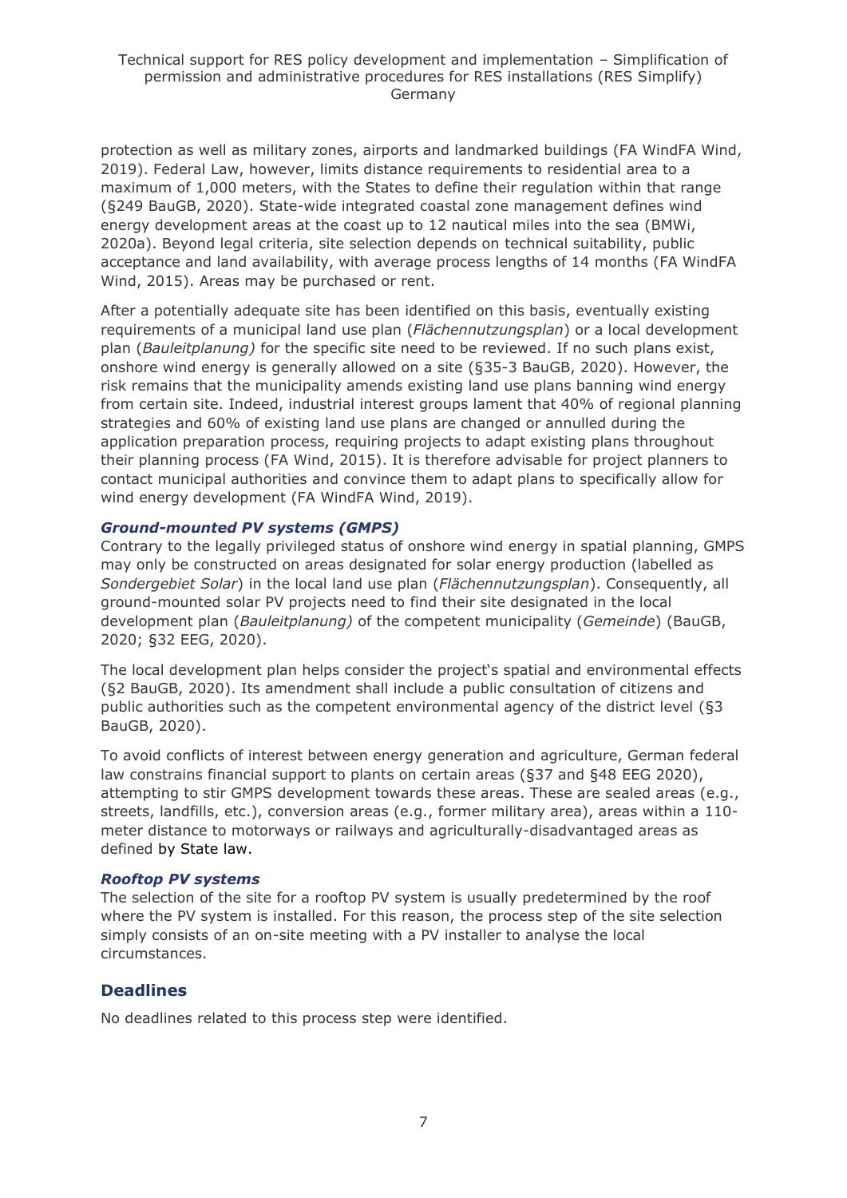protection as well as military zones, airports and landmarked buildings (FA WindFA Wind, 2019). Federal Law, however, limits distance requirements to residential area to a maximum of 1,000 meters, with the States to define their regulation within that range (§249 BauGB, 2020). State-wide integrated coastal zone management defines wind energy development areas at the coast up to 12 nautical miles into the sea (BMWi, 2020a). Beyond legal criteria, site selection depends on technical suitability, public acceptance and land availability, with average process lengths of 14 months (FA WindFA Wind, 2015). Areas may be purchased or rent.

After a potentially adequate site has been identified on this basis, eventually existing requirements of a municipal land use plan (*Flächennutzungsplan*) or a local development plan (*Bauleitplanung)* for the specific site need to be reviewed. If no such plans exist, onshore wind energy is generally allowed on a site (§35-3 BauGB, 2020). However, the risk remains that the municipality amends existing land use plans banning wind energy from certain site. Indeed, industrial interest groups lament that 40% of regional planning strategies and 60% of existing land use plans are changed or annulled during the application preparation process, requiring projects to adapt existing plans throughout their planning process (FA Wind, 2015). It is therefore advisable for project planners to contact municipal authorities and convince them to adapt plans to specifically allow for wind energy development (FA WindFA Wind, 2019).

### *Ground-mounted PV systems (GMPS)*

Contrary to the legally privileged status of onshore wind energy in spatial planning, GMPS may only be constructed on areas designated for solar energy production (labelled as *Sondergebiet Solar*) in the local land use plan (*Flächennutzungsplan*). Consequently, all ground-mounted solar PV projects need to find their site designated in the local development plan (*Bauleitplanung)* of the competent municipality (*Gemeinde*) (BauGB, 2020; §32 EEG, 2020).

The local development plan helps consider the project's spatial and environmental effects (§2 BauGB, 2020). Its amendment shall include a public consultation of citizens and public authorities such as the competent environmental agency of the district level (§3 BauGB, 2020).

To avoid conflicts of interest between energy generation and agriculture, German federal law constrains financial support to plants on certain areas (§37 and §48 EEG 2020), attempting to stir GMPS development towards these areas. These are sealed areas (e.g., streets, landfills, etc.), conversion areas (e.g., former military area), areas within a 110-meter distance to motorways or railways and agriculturally-disadvantaged areas as defined by State law.

### *Rooftop PV systems*

The selection of the site for a rooftop PV system is usually predetermined by the roof where the PV system is installed. For this reason, the process step of the site selection simply consists of an on-site meeting with a PV installer to analyse the local circumstances.

## Deadlines

No deadlines related to this process step were identified.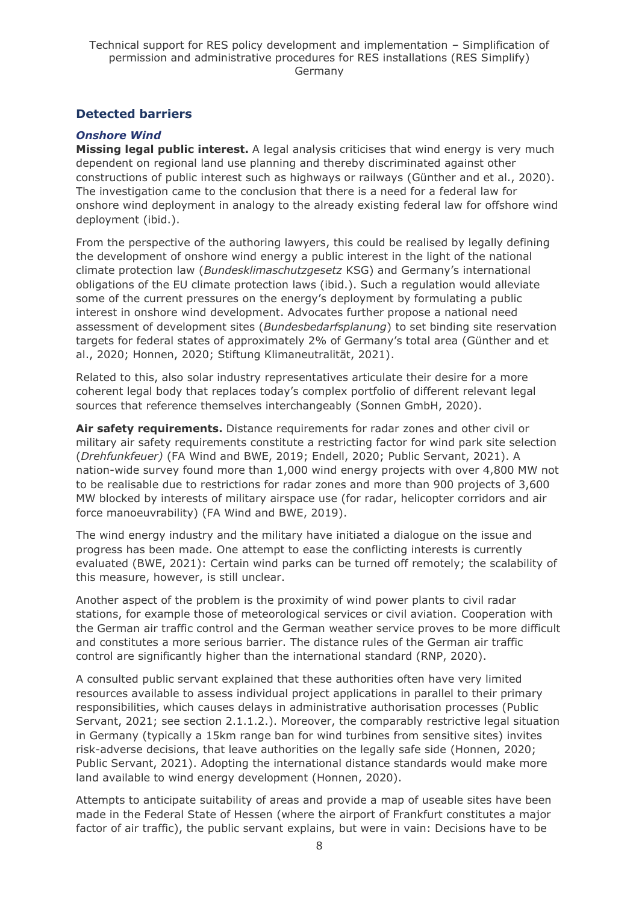## Detected barriers

### *Onshore Wind*

**Missing legal public interest.** A legal analysis criticises that wind energy is very much dependent on regional land use planning and thereby discriminated against other constructions of public interest such as highways or railways (Günther and et al., 2020). The investigation came to the conclusion that there is a need for a federal law for onshore wind deployment in analogy to the already existing federal law for offshore wind deployment (ibid.).

From the perspective of the authoring lawyers, this could be realised by legally defining the development of onshore wind energy a public interest in the light of the national climate protection law (*Bundesklimaschutzgesetz* KSG) and Germany's international obligations of the EU climate protection laws (ibid.). Such a regulation would alleviate some of the current pressures on the energy's deployment by formulating a public interest in onshore wind development. Advocates further propose a national need assessment of development sites (*Bundesbedarfsplanung*) to set binding site reservation targets for federal states of approximately 2% of Germany's total area (Günther and et al., 2020; Honnen, 2020; Stiftung Klimaneutralität, 2021).

Related to this, also solar industry representatives articulate their desire for a more coherent legal body that replaces today's complex portfolio of different relevant legal sources that reference themselves interchangeably (Sonnen GmbH, 2020).

**Air safety requirements.** Distance requirements for radar zones and other civil or military air safety requirements constitute a restricting factor for wind park site selection (*Drehfunkfeuer)* (FA Wind and BWE, 2019; Endell, 2020; Public Servant, 2021). A nation-wide survey found more than 1,000 wind energy projects with over 4,800 MW not to be realisable due to restrictions for radar zones and more than 900 projects of 3,600 MW blocked by interests of military airspace use (for radar, helicopter corridors and air force manoeuvrability) (FA Wind and BWE, 2019).

The wind energy industry and the military have initiated a dialogue on the issue and progress has been made. One attempt to ease the conflicting interests is currently evaluated (BWE, 2021): Certain wind parks can be turned off remotely; the scalability of this measure, however, is still unclear.

Another aspect of the problem is the proximity of wind power plants to civil radar stations, for example those of meteorological services or civil aviation. Cooperation with the German air traffic control and the German weather service proves to be more difficult and constitutes a more serious barrier. The distance rules of the German air traffic control are significantly higher than the international standard (RNP, 2020).

A consulted public servant explained that these authorities often have very limited resources available to assess individual project applications in parallel to their primary responsibilities, which causes delays in administrative authorisation processes (Public Servant, 2021; see section 2.1.1.2.). Moreover, the comparably restrictive legal situation in Germany (typically a 15km range ban for wind turbines from sensitive sites) invites risk-adverse decisions, that leave authorities on the legally safe side (Honnen, 2020; Public Servant, 2021). Adopting the international distance standards would make more land available to wind energy development (Honnen, 2020).

Attempts to anticipate suitability of areas and provide a map of useable sites have been made in the Federal State of Hessen (where the airport of Frankfurt constitutes a major factor of air traffic), the public servant explains, but were in vain: Decisions have to be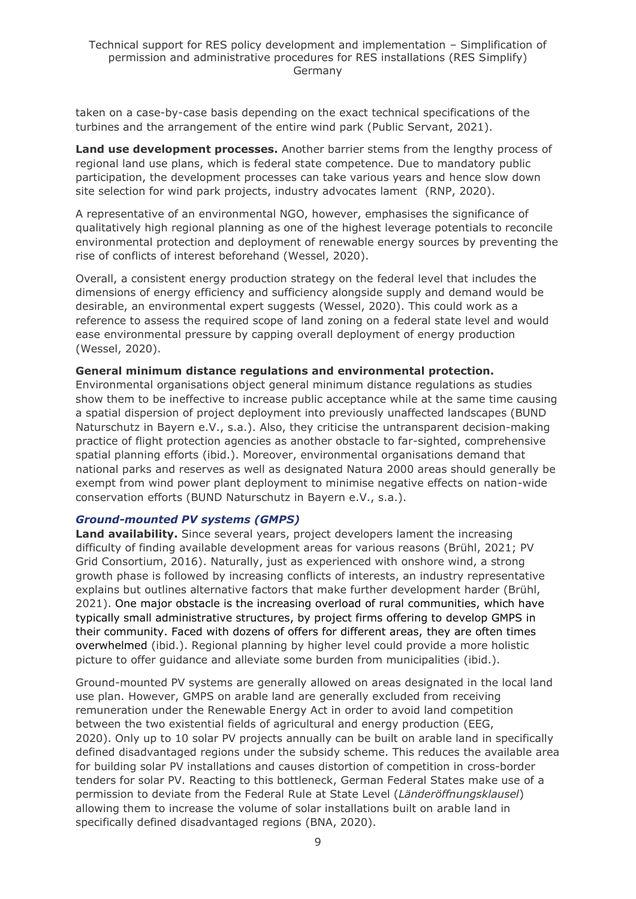taken on a case-by-case basis depending on the exact technical specifications of the turbines and the arrangement of the entire wind park (Public Servant, 2021).

**Land use development processes.** Another barrier stems from the lengthy process of regional land use plans, which is federal state competence. Due to mandatory public participation, the development processes can take various years and hence slow down site selection for wind park projects, industry advocates lament (RNP, 2020).

A representative of an environmental NGO, however, emphasises the significance of qualitatively high regional planning as one of the highest leverage potentials to reconcile environmental protection and deployment of renewable energy sources by preventing the rise of conflicts of interest beforehand (Wessel, 2020).

Overall, a consistent energy production strategy on the federal level that includes the dimensions of energy efficiency and sufficiency alongside supply and demand would be desirable, an environmental expert suggests (Wessel, 2020). This could work as a reference to assess the required scope of land zoning on a federal state level and would ease environmental pressure by capping overall deployment of energy production (Wessel, 2020).

**General minimum distance regulations and environmental protection.** Environmental organisations object general minimum distance regulations as studies show them to be ineffective to increase public acceptance while at the same time causing a spatial dispersion of project deployment into previously unaffected landscapes (BUND Naturschutz in Bayern e.V., s.a.). Also, they criticise the untransparent decision-making practice of flight protection agencies as another obstacle to far-sighted, comprehensive spatial planning efforts (ibid.). Moreover, environmental organisations demand that national parks and reserves as well as designated Natura 2000 areas should generally be exempt from wind power plant deployment to minimise negative effects on nation-wide conservation efforts (BUND Naturschutz in Bayern e.V., s.a.).

### *Ground-mounted PV systems (GMPS)*

**Land availability.** Since several years, project developers lament the increasing difficulty of finding available development areas for various reasons (Brühl, 2021; PV Grid Consortium, 2016). Naturally, just as experienced with onshore wind, a strong growth phase is followed by increasing conflicts of interests, an industry representative explains but outlines alternative factors that make further development harder (Brühl, 2021). One major obstacle is the increasing overload of rural communities, which have typically small administrative structures, by project firms offering to develop GMPS in their community. Faced with dozens of offers for different areas, they are often times overwhelmed (ibid.). Regional planning by higher level could provide a more holistic picture to offer guidance and alleviate some burden from municipalities (ibid.).

Ground-mounted PV systems are generally allowed on areas designated in the local land use plan. However, GMPS on arable land are generally excluded from receiving remuneration under the Renewable Energy Act in order to avoid land competition between the two existential fields of agricultural and energy production (EEG, 2020). Only up to 10 solar PV projects annually can be built on arable land in specifically defined disadvantaged regions under the subsidy scheme. This reduces the available area for building solar PV installations and causes distortion of competition in cross-border tenders for solar PV. Reacting to this bottleneck, German Federal States make use of a permission to deviate from the Federal Rule at State Level (*Länderöffnungsklausel*) allowing them to increase the volume of solar installations built on arable land in specifically defined disadvantaged regions (BNA, 2020).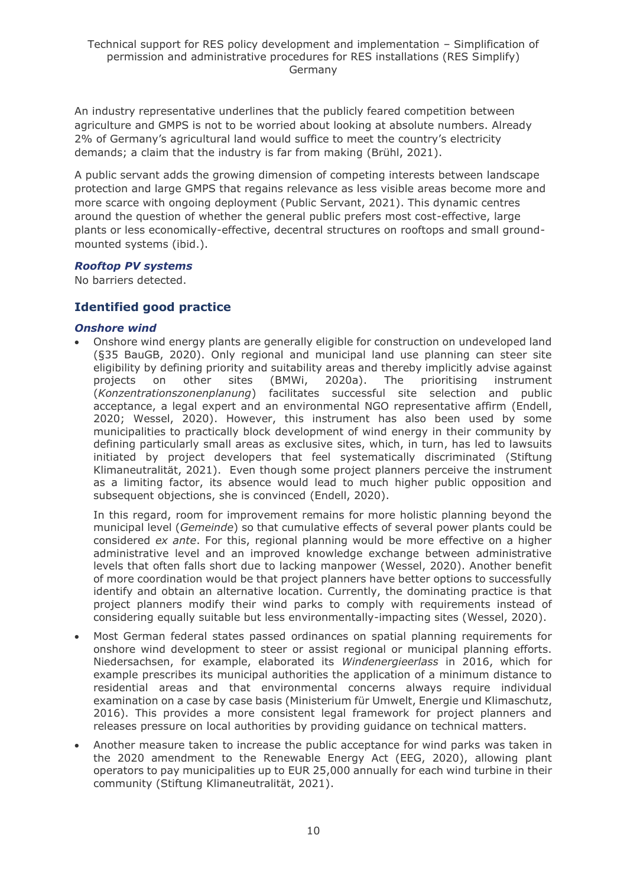An industry representative underlines that the publicly feared competition between agriculture and GMPS is not to be worried about looking at absolute numbers. Already 2% of Germany's agricultural land would suffice to meet the country's electricity demands; a claim that the industry is far from making (Brühl, 2021).

A public servant adds the growing dimension of competing interests between landscape protection and large GMPS that regains relevance as less visible areas become more and more scarce with ongoing deployment (Public Servant, 2021). This dynamic centres around the question of whether the general public prefers most cost-effective, large plants or less economically-effective, decentral structures on rooftops and small ground-mounted systems (ibid.).

#### *Rooftop PV systems*

No barriers detected.

### Identified good practice

#### *Onshore wind*

- Onshore wind energy plants are generally eligible for construction on undeveloped land (§35 BauGB, 2020). Only regional and municipal land use planning can steer site eligibility by defining priority and suitability areas and thereby implicitly advise against projects on other sites (BMWi, 2020a). The prioritising instrument (*Konzentrationszonenplanung*) facilitates successful site selection and public acceptance, a legal expert and an environmental NGO representative affirm (Endell, 2020; Wessel, 2020). However, this instrument has also been used by some municipalities to practically block development of wind energy in their community by defining particularly small areas as exclusive sites, which, in turn, has led to lawsuits initiated by project developers that feel systematically discriminated (Stiftung Klimaneutralität, 2021). Even though some project planners perceive the instrument as a limiting factor, its absence would lead to much higher public opposition and subsequent objections, she is convinced (Endell, 2020).

  In this regard, room for improvement remains for more holistic planning beyond the municipal level (*Gemeinde*) so that cumulative effects of several power plants could be considered *ex ante*. For this, regional planning would be more effective on a higher administrative level and an improved knowledge exchange between administrative levels that often falls short due to lacking manpower (Wessel, 2020). Another benefit of more coordination would be that project planners have better options to successfully identify and obtain an alternative location. Currently, the dominating practice is that project planners modify their wind parks to comply with requirements instead of considering equally suitable but less environmentally-impacting sites (Wessel, 2020).

- Most German federal states passed ordinances on spatial planning requirements for onshore wind development to steer or assist regional or municipal planning efforts. Niedersachsen, for example, elaborated its *Windenergieerlass* in 2016, which for example prescribes its municipal authorities the application of a minimum distance to residential areas and that environmental concerns always require individual examination on a case by case basis (Ministerium für Umwelt, Energie und Klimaschutz, 2016). This provides a more consistent legal framework for project planners and releases pressure on local authorities by providing guidance on technical matters.

- Another measure taken to increase the public acceptance for wind parks was taken in the 2020 amendment to the Renewable Energy Act (EEG, 2020), allowing plant operators to pay municipalities up to EUR 25,000 annually for each wind turbine in their community (Stiftung Klimaneutralität, 2021).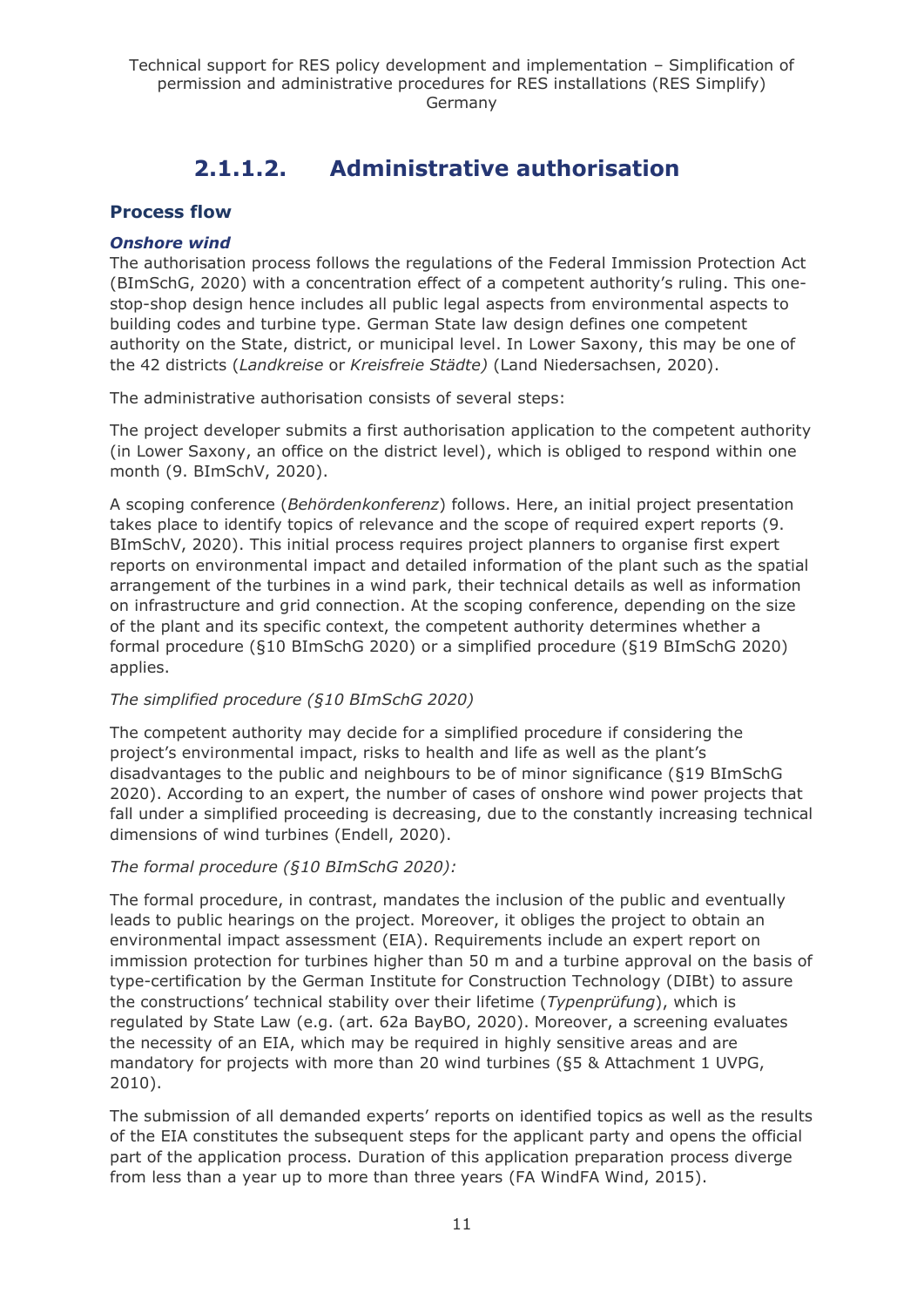## 2.1.1.2. Administrative authorisation

### Process flow

#### *Onshore wind*

The authorisation process follows the regulations of the Federal Immission Protection Act (BImSchG, 2020) with a concentration effect of a competent authority's ruling. This one-stop-shop design hence includes all public legal aspects from environmental aspects to building codes and turbine type. German State law design defines one competent authority on the State, district, or municipal level. In Lower Saxony, this may be one of the 42 districts (*Landkreise* or *Kreisfreie Städte)* (Land Niedersachsen, 2020).

The administrative authorisation consists of several steps:

The project developer submits a first authorisation application to the competent authority (in Lower Saxony, an office on the district level), which is obliged to respond within one month (9. BImSchV, 2020).

A scoping conference (*Behördenkonferenz*) follows. Here, an initial project presentation takes place to identify topics of relevance and the scope of required expert reports (9. BImSchV, 2020). This initial process requires project planners to organise first expert reports on environmental impact and detailed information of the plant such as the spatial arrangement of the turbines in a wind park, their technical details as well as information on infrastructure and grid connection. At the scoping conference, depending on the size of the plant and its specific context, the competent authority determines whether a formal procedure (§10 BImSchG 2020) or a simplified procedure (§19 BImSchG 2020) applies.

*The simplified procedure (§10 BImSchG 2020)*

The competent authority may decide for a simplified procedure if considering the project's environmental impact, risks to health and life as well as the plant's disadvantages to the public and neighbours to be of minor significance (§19 BImSchG 2020). According to an expert, the number of cases of onshore wind power projects that fall under a simplified proceeding is decreasing, due to the constantly increasing technical dimensions of wind turbines (Endell, 2020).

*The formal procedure (§10 BImSchG 2020):*

The formal procedure, in contrast, mandates the inclusion of the public and eventually leads to public hearings on the project. Moreover, it obliges the project to obtain an environmental impact assessment (EIA). Requirements include an expert report on immission protection for turbines higher than 50 m and a turbine approval on the basis of type-certification by the German Institute for Construction Technology (DIBt) to assure the constructions' technical stability over their lifetime (*Typenprüfung*), which is regulated by State Law (e.g. (art. 62a BayBO, 2020). Moreover, a screening evaluates the necessity of an EIA, which may be required in highly sensitive areas and are mandatory for projects with more than 20 wind turbines (§5 & Attachment 1 UVPG, 2010).

The submission of all demanded experts' reports on identified topics as well as the results of the EIA constitutes the subsequent steps for the applicant party and opens the official part of the application process. Duration of this application preparation process diverge from less than a year up to more than three years (FA WindFA Wind, 2015).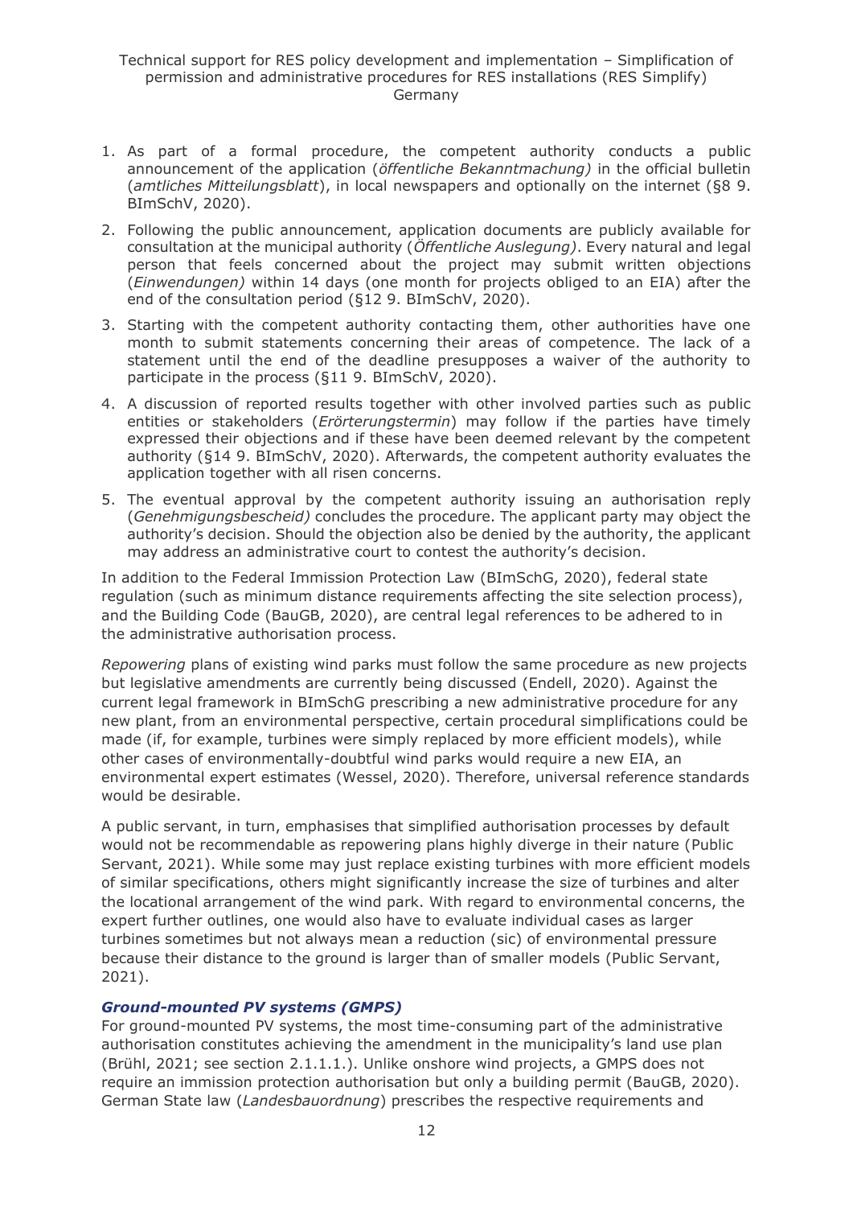1. As part of a formal procedure, the competent authority conducts a public announcement of the application (*öffentliche Bekanntmachung)* in the official bulletin (*amtliches Mitteilungsblatt*), in local newspapers and optionally on the internet (§8 9. BImSchV, 2020).
2. Following the public announcement, application documents are publicly available for consultation at the municipal authority (*Öffentliche Auslegung)*. Every natural and legal person that feels concerned about the project may submit written objections (*Einwendungen)* within 14 days (one month for projects obliged to an EIA) after the end of the consultation period (§12 9. BImSchV, 2020).
3. Starting with the competent authority contacting them, other authorities have one month to submit statements concerning their areas of competence. The lack of a statement until the end of the deadline presupposes a waiver of the authority to participate in the process (§11 9. BImSchV, 2020).
4. A discussion of reported results together with other involved parties such as public entities or stakeholders (*Erörterungstermin*) may follow if the parties have timely expressed their objections and if these have been deemed relevant by the competent authority (§14 9. BImSchV, 2020). Afterwards, the competent authority evaluates the application together with all risen concerns.
5. The eventual approval by the competent authority issuing an authorisation reply (*Genehmigungsbescheid)* concludes the procedure. The applicant party may object the authority's decision. Should the objection also be denied by the authority, the applicant may address an administrative court to contest the authority's decision.

In addition to the Federal Immission Protection Law (BImSchG, 2020), federal state regulation (such as minimum distance requirements affecting the site selection process), and the Building Code (BauGB, 2020), are central legal references to be adhered to in the administrative authorisation process.

*Repowering* plans of existing wind parks must follow the same procedure as new projects but legislative amendments are currently being discussed (Endell, 2020). Against the current legal framework in BImSchG prescribing a new administrative procedure for any new plant, from an environmental perspective, certain procedural simplifications could be made (if, for example, turbines were simply replaced by more efficient models), while other cases of environmentally-doubtful wind parks would require a new EIA, an environmental expert estimates (Wessel, 2020). Therefore, universal reference standards would be desirable.

A public servant, in turn, emphasises that simplified authorisation processes by default would not be recommendable as repowering plans highly diverge in their nature (Public Servant, 2021). While some may just replace existing turbines with more efficient models of similar specifications, others might significantly increase the size of turbines and alter the locational arrangement of the wind park. With regard to environmental concerns, the expert further outlines, one would also have to evaluate individual cases as larger turbines sometimes but not always mean a reduction (sic) of environmental pressure because their distance to the ground is larger than of smaller models (Public Servant, 2021).

### *Ground-mounted PV systems (GMPS)*

For ground-mounted PV systems, the most time-consuming part of the administrative authorisation constitutes achieving the amendment in the municipality's land use plan (Brühl, 2021; see section 2.1.1.1.). Unlike onshore wind projects, a GMPS does not require an immission protection authorisation but only a building permit (BauGB, 2020). German State law (*Landesbauordnung*) prescribes the respective requirements and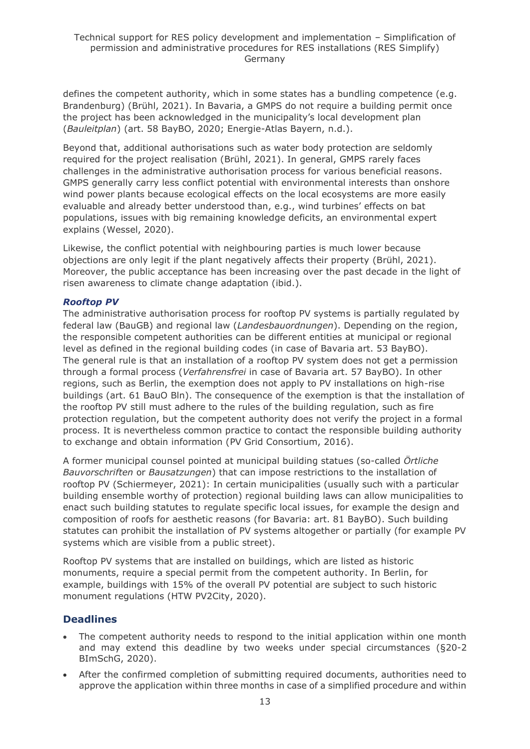defines the competent authority, which in some states has a bundling competence (e.g. Brandenburg) (Brühl, 2021). In Bavaria, a GMPS do not require a building permit once the project has been acknowledged in the municipality's local development plan (*Bauleitplan*) (art. 58 BayBO, 2020; Energie-Atlas Bayern, n.d.).

Beyond that, additional authorisations such as water body protection are seldomly required for the project realisation (Brühl, 2021). In general, GMPS rarely faces challenges in the administrative authorisation process for various beneficial reasons. GMPS generally carry less conflict potential with environmental interests than onshore wind power plants because ecological effects on the local ecosystems are more easily evaluable and already better understood than, e.g., wind turbines' effects on bat populations, issues with big remaining knowledge deficits, an environmental expert explains (Wessel, 2020).

Likewise, the conflict potential with neighbouring parties is much lower because objections are only legit if the plant negatively affects their property (Brühl, 2021). Moreover, the public acceptance has been increasing over the past decade in the light of risen awareness to climate change adaptation (ibid.).

### *Rooftop PV*

The administrative authorisation process for rooftop PV systems is partially regulated by federal law (BauGB) and regional law (*Landesbauordnungen*). Depending on the region, the responsible competent authorities can be different entities at municipal or regional level as defined in the regional building codes (in case of Bavaria art. 53 BayBO). The general rule is that an installation of a rooftop PV system does not get a permission through a formal process (*Verfahrensfrei* in case of Bavaria art. 57 BayBO). In other regions, such as Berlin, the exemption does not apply to PV installations on high-rise buildings (art. 61 BauO Bln). The consequence of the exemption is that the installation of the rooftop PV still must adhere to the rules of the building regulation, such as fire protection regulation, but the competent authority does not verify the project in a formal process. It is nevertheless common practice to contact the responsible building authority to exchange and obtain information (PV Grid Consortium, 2016).

A former municipal counsel pointed at municipal building statues (so-called *Örtliche Bauvorschriften* or *Bausatzungen*) that can impose restrictions to the installation of rooftop PV (Schiermeyer, 2021): In certain municipalities (usually such with a particular building ensemble worthy of protection) regional building laws can allow municipalities to enact such building statutes to regulate specific local issues, for example the design and composition of roofs for aesthetic reasons (for Bavaria: art. 81 BayBO). Such building statutes can prohibit the installation of PV systems altogether or partially (for example PV systems which are visible from a public street).

Rooftop PV systems that are installed on buildings, which are listed as historic monuments, require a special permit from the competent authority. In Berlin, for example, buildings with 15% of the overall PV potential are subject to such historic monument regulations (HTW PV2City, 2020).

## Deadlines

- The competent authority needs to respond to the initial application within one month and may extend this deadline by two weeks under special circumstances (§20-2 BImSchG, 2020).
- After the confirmed completion of submitting required documents, authorities need to approve the application within three months in case of a simplified procedure and within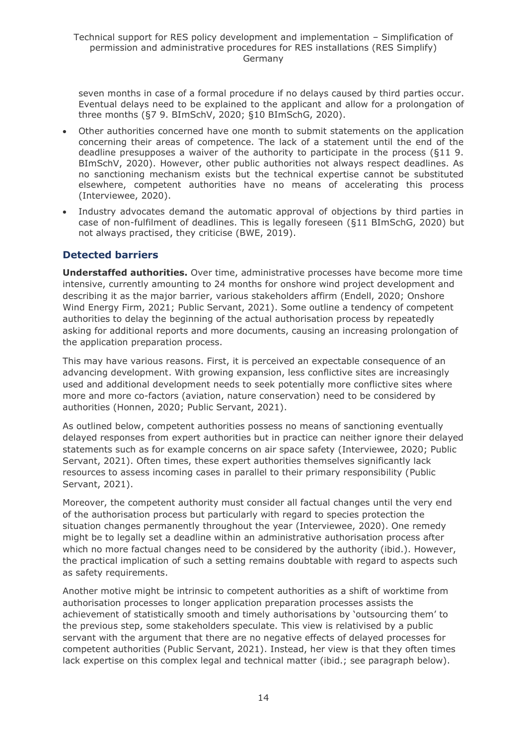seven months in case of a formal procedure if no delays caused by third parties occur. Eventual delays need to be explained to the applicant and allow for a prolongation of three months (§7 9. BImSchV, 2020; §10 BImSchG, 2020).

- Other authorities concerned have one month to submit statements on the application concerning their areas of competence. The lack of a statement until the end of the deadline presupposes a waiver of the authority to participate in the process (§11 9. BImSchV, 2020). However, other public authorities not always respect deadlines. As no sanctioning mechanism exists but the technical expertise cannot be substituted elsewhere, competent authorities have no means of accelerating this process (Interviewee, 2020).
- Industry advocates demand the automatic approval of objections by third parties in case of non-fulfilment of deadlines. This is legally foreseen (§11 BImSchG, 2020) but not always practised, they criticise (BWE, 2019).

### Detected barriers

**Understaffed authorities.** Over time, administrative processes have become more time intensive, currently amounting to 24 months for onshore wind project development and describing it as the major barrier, various stakeholders affirm (Endell, 2020; Onshore Wind Energy Firm, 2021; Public Servant, 2021). Some outline a tendency of competent authorities to delay the beginning of the actual authorisation process by repeatedly asking for additional reports and more documents, causing an increasing prolongation of the application preparation process.

This may have various reasons. First, it is perceived an expectable consequence of an advancing development. With growing expansion, less conflictive sites are increasingly used and additional development needs to seek potentially more conflictive sites where more and more co-factors (aviation, nature conservation) need to be considered by authorities (Honnen, 2020; Public Servant, 2021).

As outlined below, competent authorities possess no means of sanctioning eventually delayed responses from expert authorities but in practice can neither ignore their delayed statements such as for example concerns on air space safety (Interviewee, 2020; Public Servant, 2021). Often times, these expert authorities themselves significantly lack resources to assess incoming cases in parallel to their primary responsibility (Public Servant, 2021).

Moreover, the competent authority must consider all factual changes until the very end of the authorisation process but particularly with regard to species protection the situation changes permanently throughout the year (Interviewee, 2020). One remedy might be to legally set a deadline within an administrative authorisation process after which no more factual changes need to be considered by the authority (ibid.). However, the practical implication of such a setting remains doubtable with regard to aspects such as safety requirements.

Another motive might be intrinsic to competent authorities as a shift of worktime from authorisation processes to longer application preparation processes assists the achievement of statistically smooth and timely authorisations by 'outsourcing them' to the previous step, some stakeholders speculate. This view is relativised by a public servant with the argument that there are no negative effects of delayed processes for competent authorities (Public Servant, 2021). Instead, her view is that they often times lack expertise on this complex legal and technical matter (ibid.; see paragraph below).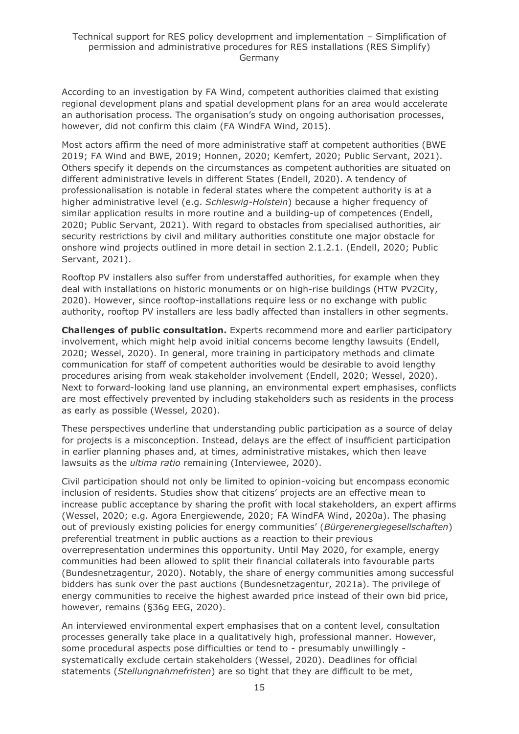According to an investigation by FA Wind, competent authorities claimed that existing regional development plans and spatial development plans for an area would accelerate an authorisation process. The organisation's study on ongoing authorisation processes, however, did not confirm this claim (FA WindFA Wind, 2015).

Most actors affirm the need of more administrative staff at competent authorities (BWE 2019; FA Wind and BWE, 2019; Honnen, 2020; Kemfert, 2020; Public Servant, 2021). Others specify it depends on the circumstances as competent authorities are situated on different administrative levels in different States (Endell, 2020). A tendency of professionalisation is notable in federal states where the competent authority is at a higher administrative level (e.g. *Schleswig-Holstein*) because a higher frequency of similar application results in more routine and a building-up of competences (Endell, 2020; Public Servant, 2021). With regard to obstacles from specialised authorities, air security restrictions by civil and military authorities constitute one major obstacle for onshore wind projects outlined in more detail in section 2.1.2.1. (Endell, 2020; Public Servant, 2021).

Rooftop PV installers also suffer from understaffed authorities, for example when they deal with installations on historic monuments or on high-rise buildings (HTW PV2City, 2020). However, since rooftop-installations require less or no exchange with public authority, rooftop PV installers are less badly affected than installers in other segments.

**Challenges of public consultation.** Experts recommend more and earlier participatory involvement, which might help avoid initial concerns become lengthy lawsuits (Endell, 2020; Wessel, 2020). In general, more training in participatory methods and climate communication for staff of competent authorities would be desirable to avoid lengthy procedures arising from weak stakeholder involvement (Endell, 2020; Wessel, 2020). Next to forward-looking land use planning, an environmental expert emphasises, conflicts are most effectively prevented by including stakeholders such as residents in the process as early as possible (Wessel, 2020).

These perspectives underline that understanding public participation as a source of delay for projects is a misconception. Instead, delays are the effect of insufficient participation in earlier planning phases and, at times, administrative mistakes, which then leave lawsuits as the *ultima ratio* remaining (Interviewee, 2020).

Civil participation should not only be limited to opinion-voicing but encompass economic inclusion of residents. Studies show that citizens' projects are an effective mean to increase public acceptance by sharing the profit with local stakeholders, an expert affirms (Wessel, 2020; e.g. Agora Energiewende, 2020; FA WindFA Wind, 2020a). The phasing out of previously existing policies for energy communities' (*Bürgerenergiegesellschaften*) preferential treatment in public auctions as a reaction to their previous overrepresentation undermines this opportunity. Until May 2020, for example, energy communities had been allowed to split their financial collaterals into favourable parts (Bundesnetzagentur, 2020). Notably, the share of energy communities among successful bidders has sunk over the past auctions (Bundesnetzagentur, 2021a). The privilege of energy communities to receive the highest awarded price instead of their own bid price, however, remains (§36g EEG, 2020).

An interviewed environmental expert emphasises that on a content level, consultation processes generally take place in a qualitatively high, professional manner. However, some procedural aspects pose difficulties or tend to - presumably unwillingly - systematically exclude certain stakeholders (Wessel, 2020). Deadlines for official statements (*Stellungnahmefristen*) are so tight that they are difficult to be met,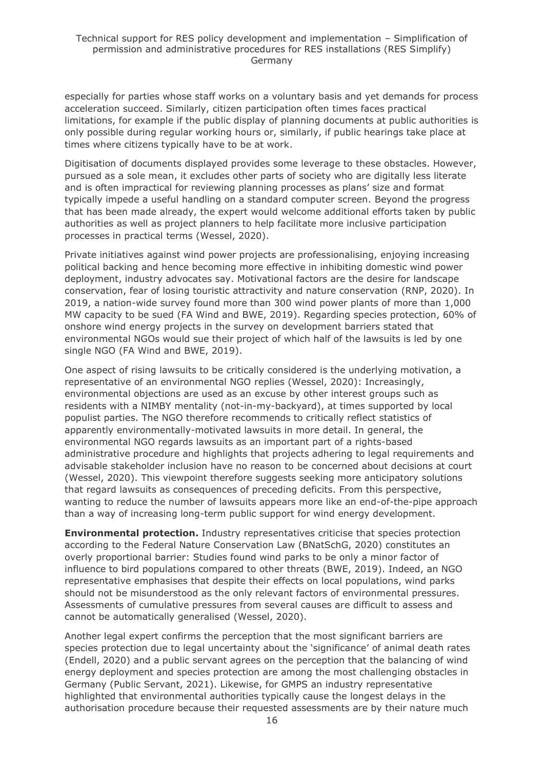especially for parties whose staff works on a voluntary basis and yet demands for process acceleration succeed. Similarly, citizen participation often times faces practical limitations, for example if the public display of planning documents at public authorities is only possible during regular working hours or, similarly, if public hearings take place at times where citizens typically have to be at work.

Digitisation of documents displayed provides some leverage to these obstacles. However, pursued as a sole mean, it excludes other parts of society who are digitally less literate and is often impractical for reviewing planning processes as plans' size and format typically impede a useful handling on a standard computer screen. Beyond the progress that has been made already, the expert would welcome additional efforts taken by public authorities as well as project planners to help facilitate more inclusive participation processes in practical terms (Wessel, 2020).

Private initiatives against wind power projects are professionalising, enjoying increasing political backing and hence becoming more effective in inhibiting domestic wind power deployment, industry advocates say. Motivational factors are the desire for landscape conservation, fear of losing touristic attractivity and nature conservation (RNP, 2020). In 2019, a nation-wide survey found more than 300 wind power plants of more than 1,000 MW capacity to be sued (FA Wind and BWE, 2019). Regarding species protection, 60% of onshore wind energy projects in the survey on development barriers stated that environmental NGOs would sue their project of which half of the lawsuits is led by one single NGO (FA Wind and BWE, 2019).

One aspect of rising lawsuits to be critically considered is the underlying motivation, a representative of an environmental NGO replies (Wessel, 2020): Increasingly, environmental objections are used as an excuse by other interest groups such as residents with a NIMBY mentality (not-in-my-backyard), at times supported by local populist parties. The NGO therefore recommends to critically reflect statistics of apparently environmentally-motivated lawsuits in more detail. In general, the environmental NGO regards lawsuits as an important part of a rights-based administrative procedure and highlights that projects adhering to legal requirements and advisable stakeholder inclusion have no reason to be concerned about decisions at court (Wessel, 2020). This viewpoint therefore suggests seeking more anticipatory solutions that regard lawsuits as consequences of preceding deficits. From this perspective, wanting to reduce the number of lawsuits appears more like an end-of-the-pipe approach than a way of increasing long-term public support for wind energy development.

**Environmental protection.** Industry representatives criticise that species protection according to the Federal Nature Conservation Law (BNatSchG, 2020) constitutes an overly proportional barrier: Studies found wind parks to be only a minor factor of influence to bird populations compared to other threats (BWE, 2019). Indeed, an NGO representative emphasises that despite their effects on local populations, wind parks should not be misunderstood as the only relevant factors of environmental pressures. Assessments of cumulative pressures from several causes are difficult to assess and cannot be automatically generalised (Wessel, 2020).

Another legal expert confirms the perception that the most significant barriers are species protection due to legal uncertainty about the 'significance' of animal death rates (Endell, 2020) and a public servant agrees on the perception that the balancing of wind energy deployment and species protection are among the most challenging obstacles in Germany (Public Servant, 2021). Likewise, for GMPS an industry representative highlighted that environmental authorities typically cause the longest delays in the authorisation procedure because their requested assessments are by their nature much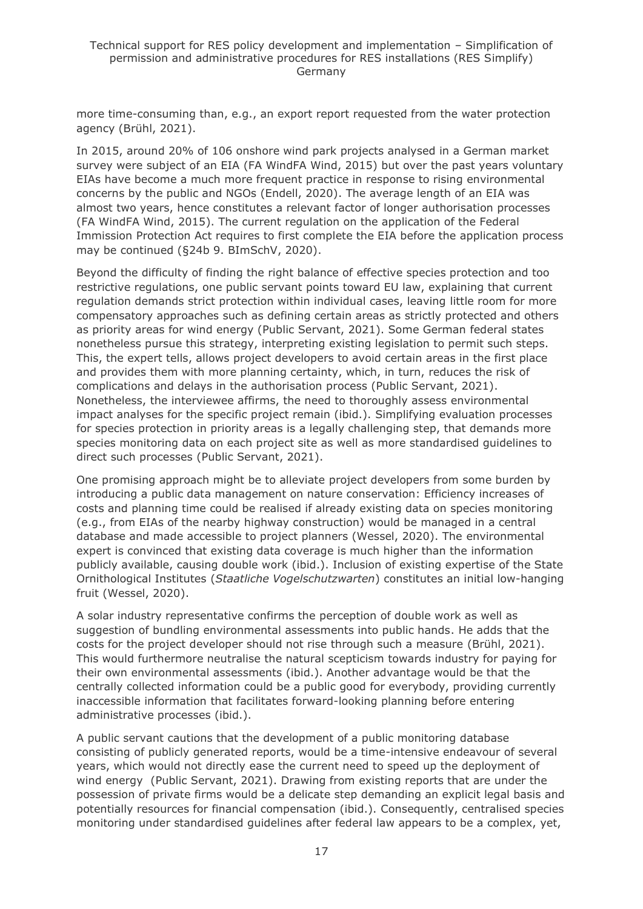more time-consuming than, e.g., an export report requested from the water protection agency (Brühl, 2021).

In 2015, around 20% of 106 onshore wind park projects analysed in a German market survey were subject of an EIA (FA WindFA Wind, 2015) but over the past years voluntary EIAs have become a much more frequent practice in response to rising environmental concerns by the public and NGOs (Endell, 2020). The average length of an EIA was almost two years, hence constitutes a relevant factor of longer authorisation processes (FA WindFA Wind, 2015). The current regulation on the application of the Federal Immission Protection Act requires to first complete the EIA before the application process may be continued (§24b 9. BImSchV, 2020).

Beyond the difficulty of finding the right balance of effective species protection and too restrictive regulations, one public servant points toward EU law, explaining that current regulation demands strict protection within individual cases, leaving little room for more compensatory approaches such as defining certain areas as strictly protected and others as priority areas for wind energy (Public Servant, 2021). Some German federal states nonetheless pursue this strategy, interpreting existing legislation to permit such steps. This, the expert tells, allows project developers to avoid certain areas in the first place and provides them with more planning certainty, which, in turn, reduces the risk of complications and delays in the authorisation process (Public Servant, 2021). Nonetheless, the interviewee affirms, the need to thoroughly assess environmental impact analyses for the specific project remain (ibid.). Simplifying evaluation processes for species protection in priority areas is a legally challenging step, that demands more species monitoring data on each project site as well as more standardised guidelines to direct such processes (Public Servant, 2021).

One promising approach might be to alleviate project developers from some burden by introducing a public data management on nature conservation: Efficiency increases of costs and planning time could be realised if already existing data on species monitoring (e.g., from EIAs of the nearby highway construction) would be managed in a central database and made accessible to project planners (Wessel, 2020). The environmental expert is convinced that existing data coverage is much higher than the information publicly available, causing double work (ibid.). Inclusion of existing expertise of the State Ornithological Institutes (*Staatliche Vogelschutzwarten*) constitutes an initial low-hanging fruit (Wessel, 2020).

A solar industry representative confirms the perception of double work as well as suggestion of bundling environmental assessments into public hands. He adds that the costs for the project developer should not rise through such a measure (Brühl, 2021). This would furthermore neutralise the natural scepticism towards industry for paying for their own environmental assessments (ibid.). Another advantage would be that the centrally collected information could be a public good for everybody, providing currently inaccessible information that facilitates forward-looking planning before entering administrative processes (ibid.).

A public servant cautions that the development of a public monitoring database consisting of publicly generated reports, would be a time-intensive endeavour of several years, which would not directly ease the current need to speed up the deployment of wind energy (Public Servant, 2021). Drawing from existing reports that are under the possession of private firms would be a delicate step demanding an explicit legal basis and potentially resources for financial compensation (ibid.). Consequently, centralised species monitoring under standardised guidelines after federal law appears to be a complex, yet,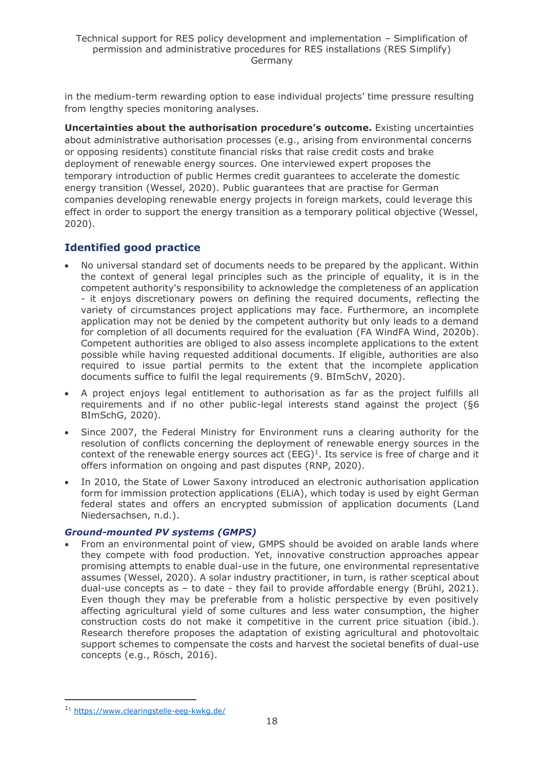in the medium-term rewarding option to ease individual projects' time pressure resulting from lengthy species monitoring analyses.

**Uncertainties about the authorisation procedure's outcome.** Existing uncertainties about administrative authorisation processes (e.g., arising from environmental concerns or opposing residents) constitute financial risks that raise credit costs and brake deployment of renewable energy sources. One interviewed expert proposes the temporary introduction of public Hermes credit guarantees to accelerate the domestic energy transition (Wessel, 2020). Public guarantees that are practise for German companies developing renewable energy projects in foreign markets, could leverage this effect in order to support the energy transition as a temporary political objective (Wessel, 2020).

## Identified good practice

- No universal standard set of documents needs to be prepared by the applicant. Within the context of general legal principles such as the principle of equality, it is in the competent authority's responsibility to acknowledge the completeness of an application - it enjoys discretionary powers on defining the required documents, reflecting the variety of circumstances project applications may face. Furthermore, an incomplete application may not be denied by the competent authority but only leads to a demand for completion of all documents required for the evaluation (FA WindFA Wind, 2020b). Competent authorities are obliged to also assess incomplete applications to the extent possible while having requested additional documents. If eligible, authorities are also required to issue partial permits to the extent that the incomplete application documents suffice to fulfil the legal requirements (9. BImSchV, 2020).
- A project enjoys legal entitlement to authorisation as far as the project fulfills all requirements and if no other public-legal interests stand against the project (§6 BImSchG, 2020).
- Since 2007, the Federal Ministry for Environment runs a clearing authority for the resolution of conflicts concerning the deployment of renewable energy sources in the context of the renewable energy sources act (EEG)[1]. Its service is free of charge and it offers information on ongoing and past disputes (RNP, 2020).
- In 2010, the State of Lower Saxony introduced an electronic authorisation application form for immission protection applications (ELiA), which today is used by eight German federal states and offers an encrypted submission of application documents (Land Niedersachsen, n.d.).

### *Ground-mounted PV systems (GMPS)*

- From an environmental point of view, GMPS should be avoided on arable lands where they compete with food production. Yet, innovative construction approaches appear promising attempts to enable dual-use in the future, one environmental representative assumes (Wessel, 2020). A solar industry practitioner, in turn, is rather sceptical about dual-use concepts as – to date - they fail to provide affordable energy (Brühl, 2021). Even though they may be preferable from a holistic perspective by even positively affecting agricultural yield of some cultures and less water consumption, the higher construction costs do not make it competitive in the current price situation (ibid.). Research therefore proposes the adaptation of existing agricultural and photovoltaic support schemes to compensate the costs and harvest the societal benefits of dual-use concepts (e.g., Rösch, 2016).

---

[1] https://www.clearingstelle-eeg-kwkg.de/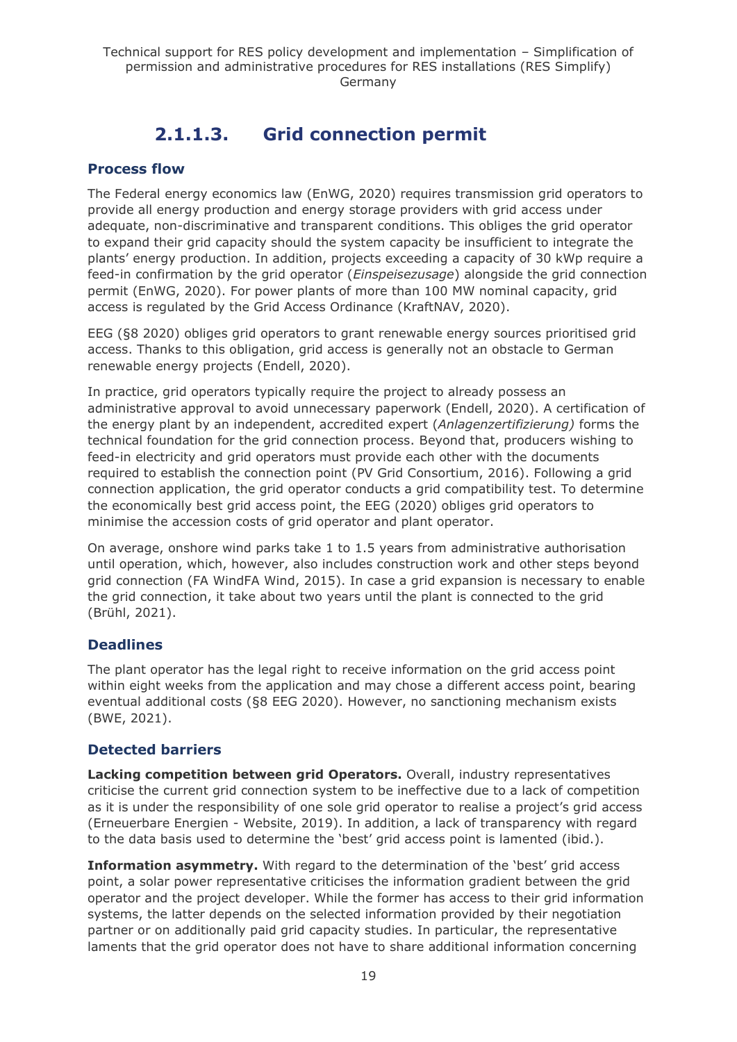### 2.1.1.3. Grid connection permit

#### Process flow

The Federal energy economics law (EnWG, 2020) requires transmission grid operators to provide all energy production and energy storage providers with grid access under adequate, non-discriminative and transparent conditions. This obliges the grid operator to expand their grid capacity should the system capacity be insufficient to integrate the plants' energy production. In addition, projects exceeding a capacity of 30 kWp require a feed-in confirmation by the grid operator (*Einspeisezusage*) alongside the grid connection permit (EnWG, 2020). For power plants of more than 100 MW nominal capacity, grid access is regulated by the Grid Access Ordinance (KraftNAV, 2020).

EEG (§8 2020) obliges grid operators to grant renewable energy sources prioritised grid access. Thanks to this obligation, grid access is generally not an obstacle to German renewable energy projects (Endell, 2020).

In practice, grid operators typically require the project to already possess an administrative approval to avoid unnecessary paperwork (Endell, 2020). A certification of the energy plant by an independent, accredited expert (*Anlagenzertifizierung)* forms the technical foundation for the grid connection process. Beyond that, producers wishing to feed-in electricity and grid operators must provide each other with the documents required to establish the connection point (PV Grid Consortium, 2016). Following a grid connection application, the grid operator conducts a grid compatibility test. To determine the economically best grid access point, the EEG (2020) obliges grid operators to minimise the accession costs of grid operator and plant operator.

On average, onshore wind parks take 1 to 1.5 years from administrative authorisation until operation, which, however, also includes construction work and other steps beyond grid connection (FA WindFA Wind, 2015). In case a grid expansion is necessary to enable the grid connection, it take about two years until the plant is connected to the grid (Brühl, 2021).

#### Deadlines

The plant operator has the legal right to receive information on the grid access point within eight weeks from the application and may chose a different access point, bearing eventual additional costs (§8 EEG 2020). However, no sanctioning mechanism exists (BWE, 2021).

#### Detected barriers

**Lacking competition between grid Operators.** Overall, industry representatives criticise the current grid connection system to be ineffective due to a lack of competition as it is under the responsibility of one sole grid operator to realise a project's grid access (Erneuerbare Energien - Website, 2019). In addition, a lack of transparency with regard to the data basis used to determine the 'best' grid access point is lamented (ibid.).

**Information asymmetry.** With regard to the determination of the 'best' grid access point, a solar power representative criticises the information gradient between the grid operator and the project developer. While the former has access to their grid information systems, the latter depends on the selected information provided by their negotiation partner or on additionally paid grid capacity studies. In particular, the representative laments that the grid operator does not have to share additional information concerning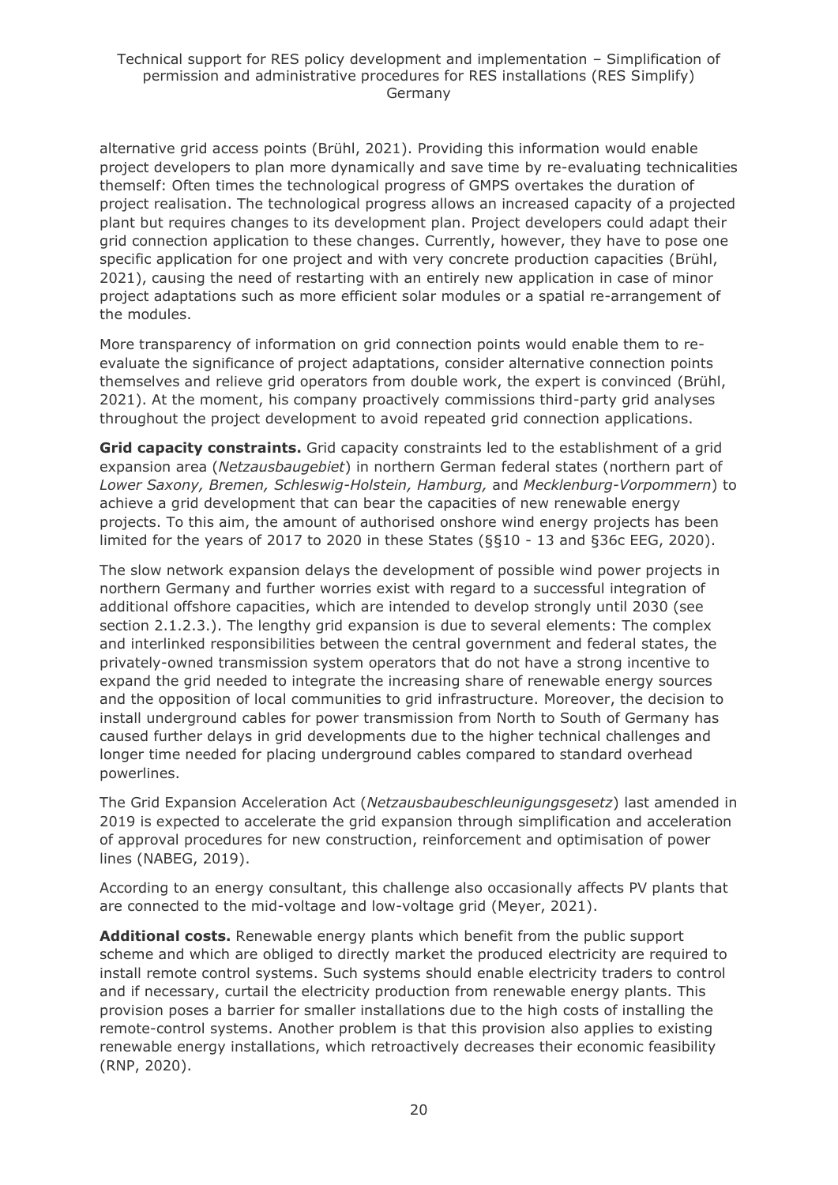alternative grid access points (Brühl, 2021). Providing this information would enable project developers to plan more dynamically and save time by re-evaluating technicalities themself: Often times the technological progress of GMPS overtakes the duration of project realisation. The technological progress allows an increased capacity of a projected plant but requires changes to its development plan. Project developers could adapt their grid connection application to these changes. Currently, however, they have to pose one specific application for one project and with very concrete production capacities (Brühl, 2021), causing the need of restarting with an entirely new application in case of minor project adaptations such as more efficient solar modules or a spatial re-arrangement of the modules.

More transparency of information on grid connection points would enable them to re-evaluate the significance of project adaptations, consider alternative connection points themselves and relieve grid operators from double work, the expert is convinced (Brühl, 2021). At the moment, his company proactively commissions third-party grid analyses throughout the project development to avoid repeated grid connection applications.

**Grid capacity constraints.** Grid capacity constraints led to the establishment of a grid expansion area (*Netzausbaugebiet*) in northern German federal states (northern part of *Lower Saxony, Bremen, Schleswig-Holstein, Hamburg,* and *Mecklenburg-Vorpommern*) to achieve a grid development that can bear the capacities of new renewable energy projects. To this aim, the amount of authorised onshore wind energy projects has been limited for the years of 2017 to 2020 in these States (§§10 - 13 and §36c EEG, 2020).

The slow network expansion delays the development of possible wind power projects in northern Germany and further worries exist with regard to a successful integration of additional offshore capacities, which are intended to develop strongly until 2030 (see section 2.1.2.3.). The lengthy grid expansion is due to several elements: The complex and interlinked responsibilities between the central government and federal states, the privately-owned transmission system operators that do not have a strong incentive to expand the grid needed to integrate the increasing share of renewable energy sources and the opposition of local communities to grid infrastructure. Moreover, the decision to install underground cables for power transmission from North to South of Germany has caused further delays in grid developments due to the higher technical challenges and longer time needed for placing underground cables compared to standard overhead powerlines.

The Grid Expansion Acceleration Act (*Netzausbaubeschleunigungsgesetz*) last amended in 2019 is expected to accelerate the grid expansion through simplification and acceleration of approval procedures for new construction, reinforcement and optimisation of power lines (NABEG, 2019).

According to an energy consultant, this challenge also occasionally affects PV plants that are connected to the mid-voltage and low-voltage grid (Meyer, 2021).

**Additional costs.** Renewable energy plants which benefit from the public support scheme and which are obliged to directly market the produced electricity are required to install remote control systems. Such systems should enable electricity traders to control and if necessary, curtail the electricity production from renewable energy plants. This provision poses a barrier for smaller installations due to the high costs of installing the remote-control systems. Another problem is that this provision also applies to existing renewable energy installations, which retroactively decreases their economic feasibility (RNP, 2020).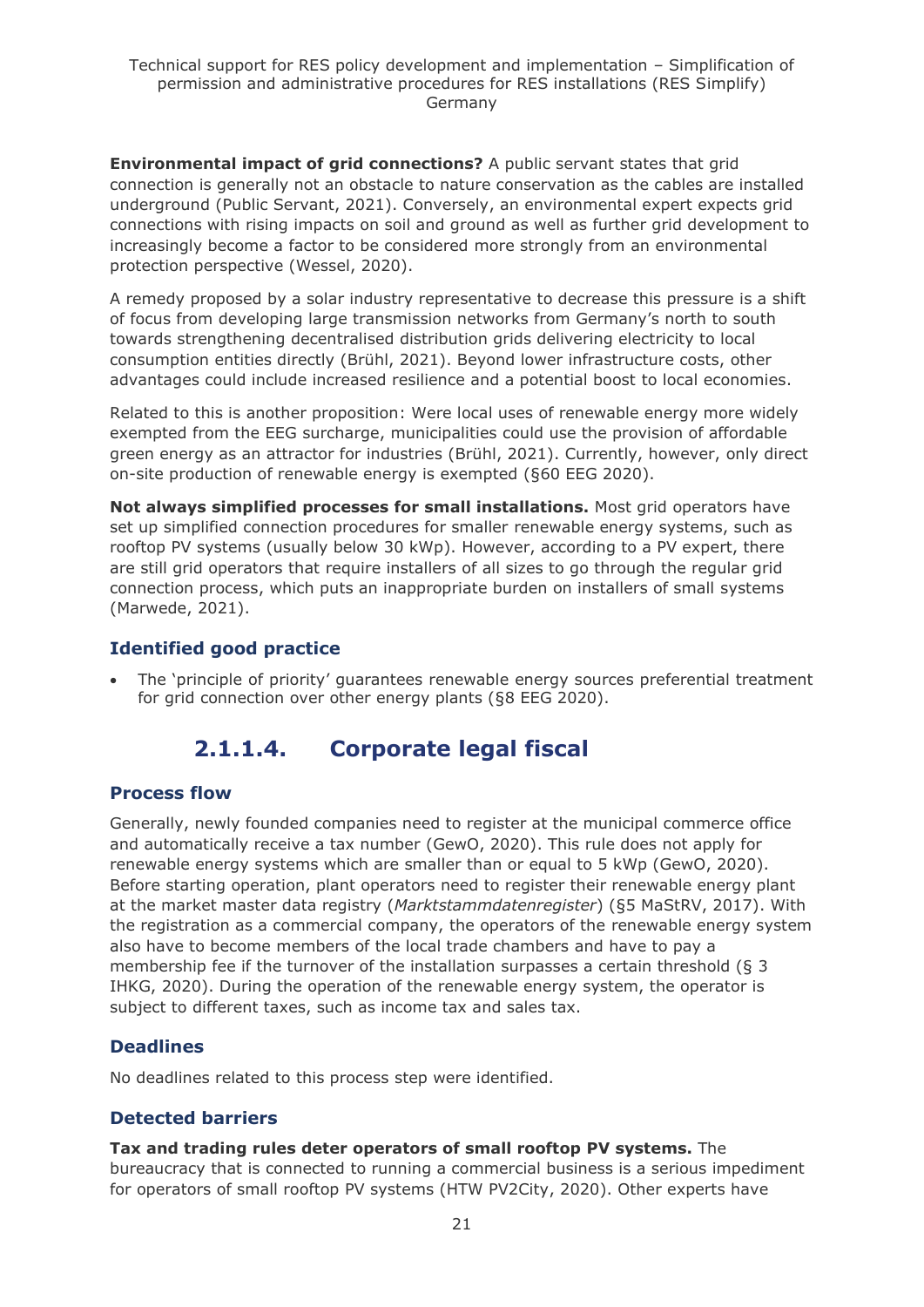**Environmental impact of grid connections?** A public servant states that grid connection is generally not an obstacle to nature conservation as the cables are installed underground (Public Servant, 2021). Conversely, an environmental expert expects grid connections with rising impacts on soil and ground as well as further grid development to increasingly become a factor to be considered more strongly from an environmental protection perspective (Wessel, 2020).

A remedy proposed by a solar industry representative to decrease this pressure is a shift of focus from developing large transmission networks from Germany's north to south towards strengthening decentralised distribution grids delivering electricity to local consumption entities directly (Brühl, 2021). Beyond lower infrastructure costs, other advantages could include increased resilience and a potential boost to local economies.

Related to this is another proposition: Were local uses of renewable energy more widely exempted from the EEG surcharge, municipalities could use the provision of affordable green energy as an attractor for industries (Brühl, 2021). Currently, however, only direct on-site production of renewable energy is exempted (§60 EEG 2020).

**Not always simplified processes for small installations.** Most grid operators have set up simplified connection procedures for smaller renewable energy systems, such as rooftop PV systems (usually below 30 kWp). However, according to a PV expert, there are still grid operators that require installers of all sizes to go through the regular grid connection process, which puts an inappropriate burden on installers of small systems (Marwede, 2021).

### Identified good practice

- The 'principle of priority' guarantees renewable energy sources preferential treatment for grid connection over other energy plants (§8 EEG 2020).

## 2.1.1.4. Corporate legal fiscal

### Process flow

Generally, newly founded companies need to register at the municipal commerce office and automatically receive a tax number (GewO, 2020). This rule does not apply for renewable energy systems which are smaller than or equal to 5 kWp (GewO, 2020). Before starting operation, plant operators need to register their renewable energy plant at the market master data registry (*Marktstammdatenregister*) (§5 MaStRV, 2017). With the registration as a commercial company, the operators of the renewable energy system also have to become members of the local trade chambers and have to pay a membership fee if the turnover of the installation surpasses a certain threshold (§ 3 IHKG, 2020). During the operation of the renewable energy system, the operator is subject to different taxes, such as income tax and sales tax.

### Deadlines

No deadlines related to this process step were identified.

### Detected barriers

**Tax and trading rules deter operators of small rooftop PV systems.** The bureaucracy that is connected to running a commercial business is a serious impediment for operators of small rooftop PV systems (HTW PV2City, 2020). Other experts have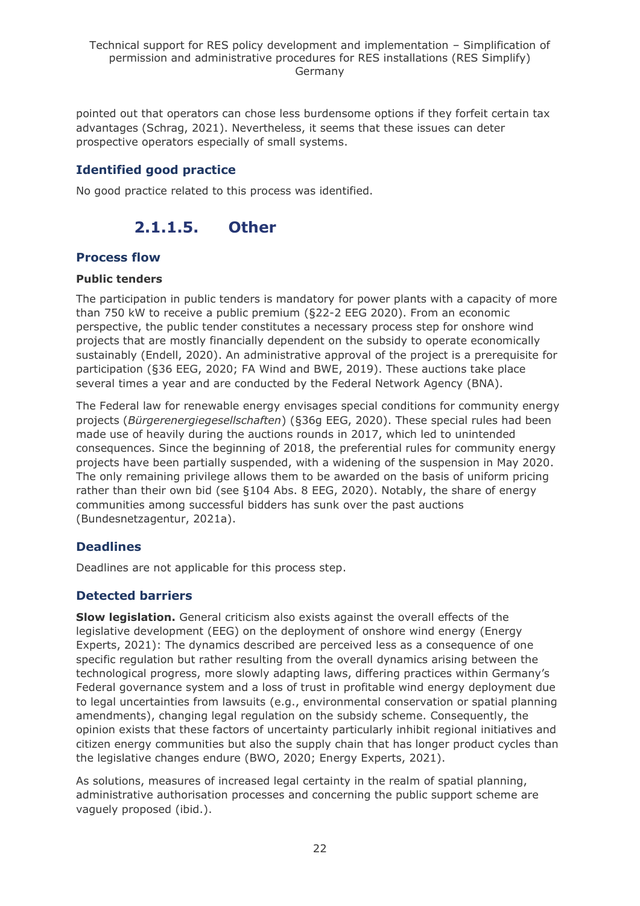pointed out that operators can chose less burdensome options if they forfeit certain tax advantages (Schrag, 2021). Nevertheless, it seems that these issues can deter prospective operators especially of small systems.

### Identified good practice

No good practice related to this process was identified.

## 2.1.1.5. Other

### Process flow

**Public tenders**

The participation in public tenders is mandatory for power plants with a capacity of more than 750 kW to receive a public premium (§22-2 EEG 2020). From an economic perspective, the public tender constitutes a necessary process step for onshore wind projects that are mostly financially dependent on the subsidy to operate economically sustainably (Endell, 2020). An administrative approval of the project is a prerequisite for participation (§36 EEG, 2020; FA Wind and BWE, 2019). These auctions take place several times a year and are conducted by the Federal Network Agency (BNA).

The Federal law for renewable energy envisages special conditions for community energy projects (*Bürgerenergiegesellschaften*) (§36g EEG, 2020). These special rules had been made use of heavily during the auctions rounds in 2017, which led to unintended consequences. Since the beginning of 2018, the preferential rules for community energy projects have been partially suspended, with a widening of the suspension in May 2020. The only remaining privilege allows them to be awarded on the basis of uniform pricing rather than their own bid (see §104 Abs. 8 EEG, 2020). Notably, the share of energy communities among successful bidders has sunk over the past auctions (Bundesnetzagentur, 2021a).

### Deadlines

Deadlines are not applicable for this process step.

### Detected barriers

**Slow legislation.** General criticism also exists against the overall effects of the legislative development (EEG) on the deployment of onshore wind energy (Energy Experts, 2021): The dynamics described are perceived less as a consequence of one specific regulation but rather resulting from the overall dynamics arising between the technological progress, more slowly adapting laws, differing practices within Germany's Federal governance system and a loss of trust in profitable wind energy deployment due to legal uncertainties from lawsuits (e.g., environmental conservation or spatial planning amendments), changing legal regulation on the subsidy scheme. Consequently, the opinion exists that these factors of uncertainty particularly inhibit regional initiatives and citizen energy communities but also the supply chain that has longer product cycles than the legislative changes endure (BWO, 2020; Energy Experts, 2021).

As solutions, measures of increased legal certainty in the realm of spatial planning, administrative authorisation processes and concerning the public support scheme are vaguely proposed (ibid.).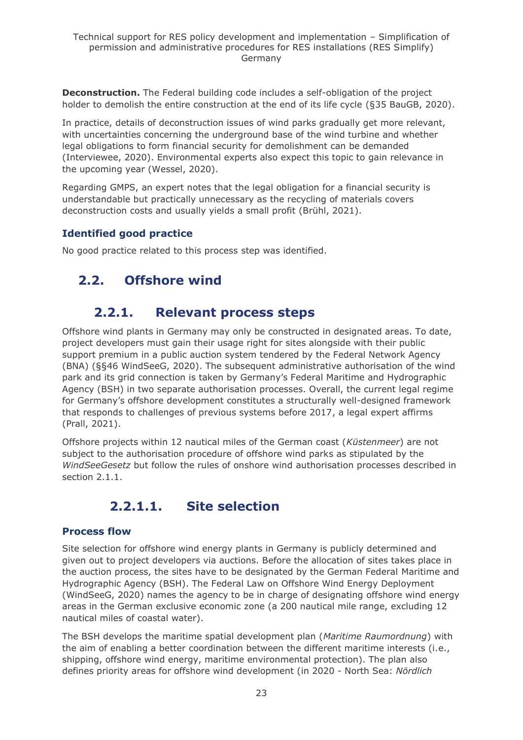**Deconstruction.** The Federal building code includes a self-obligation of the project holder to demolish the entire construction at the end of its life cycle (§35 BauGB, 2020).

In practice, details of deconstruction issues of wind parks gradually get more relevant, with uncertainties concerning the underground base of the wind turbine and whether legal obligations to form financial security for demolishment can be demanded (Interviewee, 2020). Environmental experts also expect this topic to gain relevance in the upcoming year (Wessel, 2020).

Regarding GMPS, an expert notes that the legal obligation for a financial security is understandable but practically unnecessary as the recycling of materials covers deconstruction costs and usually yields a small profit (Brühl, 2021).

### Identified good practice

No good practice related to this process step was identified.

## 2.2. Offshore wind

### 2.2.1. Relevant process steps

Offshore wind plants in Germany may only be constructed in designated areas. To date, project developers must gain their usage right for sites alongside with their public support premium in a public auction system tendered by the Federal Network Agency (BNA) (§§46 WindSeeG, 2020). The subsequent administrative authorisation of the wind park and its grid connection is taken by Germany's Federal Maritime and Hydrographic Agency (BSH) in two separate authorisation processes. Overall, the current legal regime for Germany's offshore development constitutes a structurally well-designed framework that responds to challenges of previous systems before 2017, a legal expert affirms (Prall, 2021).

Offshore projects within 12 nautical miles of the German coast (*Küstenmeer*) are not subject to the authorisation procedure of offshore wind parks as stipulated by the *WindSeeGesetz* but follow the rules of onshore wind authorisation processes described in section 2.1.1.

#### 2.2.1.1. Site selection

**Process flow**

Site selection for offshore wind energy plants in Germany is publicly determined and given out to project developers via auctions. Before the allocation of sites takes place in the auction process, the sites have to be designated by the German Federal Maritime and Hydrographic Agency (BSH). The Federal Law on Offshore Wind Energy Deployment (WindSeeG, 2020) names the agency to be in charge of designating offshore wind energy areas in the German exclusive economic zone (a 200 nautical mile range, excluding 12 nautical miles of coastal water).

The BSH develops the maritime spatial development plan (*Maritime Raumordnung*) with the aim of enabling a better coordination between the different maritime interests (i.e., shipping, offshore wind energy, maritime environmental protection). The plan also defines priority areas for offshore wind development (in 2020 - North Sea: *Nördlich*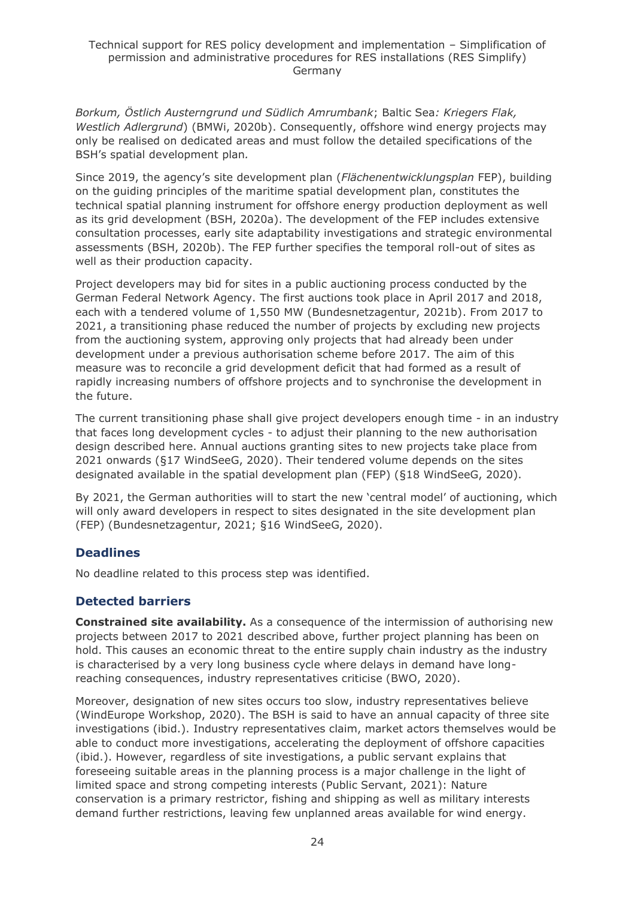*Borkum, Östlich Austerngrund und Südlich Amrumbank*; Baltic Sea*: Kriegers Flak, Westlich Adlergrund*) (BMWi, 2020b). Consequently, offshore wind energy projects may only be realised on dedicated areas and must follow the detailed specifications of the BSH's spatial development plan*.*

Since 2019, the agency's site development plan (*Flächenentwicklungsplan* FEP), building on the guiding principles of the maritime spatial development plan, constitutes the technical spatial planning instrument for offshore energy production deployment as well as its grid development (BSH, 2020a). The development of the FEP includes extensive consultation processes, early site adaptability investigations and strategic environmental assessments (BSH, 2020b). The FEP further specifies the temporal roll-out of sites as well as their production capacity.

Project developers may bid for sites in a public auctioning process conducted by the German Federal Network Agency. The first auctions took place in April 2017 and 2018, each with a tendered volume of 1,550 MW (Bundesnetzagentur, 2021b). From 2017 to 2021, a transitioning phase reduced the number of projects by excluding new projects from the auctioning system, approving only projects that had already been under development under a previous authorisation scheme before 2017. The aim of this measure was to reconcile a grid development deficit that had formed as a result of rapidly increasing numbers of offshore projects and to synchronise the development in the future.

The current transitioning phase shall give project developers enough time - in an industry that faces long development cycles - to adjust their planning to the new authorisation design described here. Annual auctions granting sites to new projects take place from 2021 onwards (§17 WindSeeG, 2020). Their tendered volume depends on the sites designated available in the spatial development plan (FEP) (§18 WindSeeG, 2020).

By 2021, the German authorities will to start the new 'central model' of auctioning, which will only award developers in respect to sites designated in the site development plan (FEP) (Bundesnetzagentur, 2021; §16 WindSeeG, 2020).

## Deadlines

No deadline related to this process step was identified.

## Detected barriers

**Constrained site availability.** As a consequence of the intermission of authorising new projects between 2017 to 2021 described above, further project planning has been on hold. This causes an economic threat to the entire supply chain industry as the industry is characterised by a very long business cycle where delays in demand have long-reaching consequences, industry representatives criticise (BWO, 2020).

Moreover, designation of new sites occurs too slow, industry representatives believe (WindEurope Workshop, 2020). The BSH is said to have an annual capacity of three site investigations (ibid.). Industry representatives claim, market actors themselves would be able to conduct more investigations, accelerating the deployment of offshore capacities (ibid.). However, regardless of site investigations, a public servant explains that foreseeing suitable areas in the planning process is a major challenge in the light of limited space and strong competing interests (Public Servant, 2021): Nature conservation is a primary restrictor, fishing and shipping as well as military interests demand further restrictions, leaving few unplanned areas available for wind energy.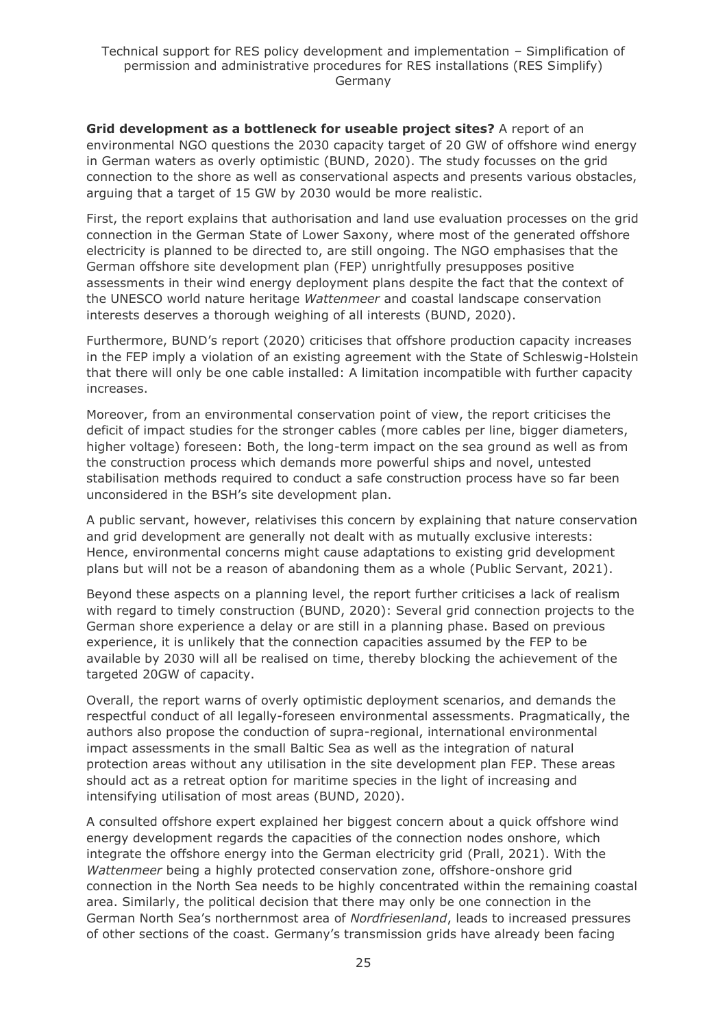**Grid development as a bottleneck for useable project sites?** A report of an environmental NGO questions the 2030 capacity target of 20 GW of offshore wind energy in German waters as overly optimistic (BUND, 2020). The study focusses on the grid connection to the shore as well as conservational aspects and presents various obstacles, arguing that a target of 15 GW by 2030 would be more realistic.

First, the report explains that authorisation and land use evaluation processes on the grid connection in the German State of Lower Saxony, where most of the generated offshore electricity is planned to be directed to, are still ongoing. The NGO emphasises that the German offshore site development plan (FEP) unrightfully presupposes positive assessments in their wind energy deployment plans despite the fact that the context of the UNESCO world nature heritage *Wattenmeer* and coastal landscape conservation interests deserves a thorough weighing of all interests (BUND, 2020).

Furthermore, BUND's report (2020) criticises that offshore production capacity increases in the FEP imply a violation of an existing agreement with the State of Schleswig-Holstein that there will only be one cable installed: A limitation incompatible with further capacity increases.

Moreover, from an environmental conservation point of view, the report criticises the deficit of impact studies for the stronger cables (more cables per line, bigger diameters, higher voltage) foreseen: Both, the long-term impact on the sea ground as well as from the construction process which demands more powerful ships and novel, untested stabilisation methods required to conduct a safe construction process have so far been unconsidered in the BSH's site development plan.

A public servant, however, relativises this concern by explaining that nature conservation and grid development are generally not dealt with as mutually exclusive interests: Hence, environmental concerns might cause adaptations to existing grid development plans but will not be a reason of abandoning them as a whole (Public Servant, 2021).

Beyond these aspects on a planning level, the report further criticises a lack of realism with regard to timely construction (BUND, 2020): Several grid connection projects to the German shore experience a delay or are still in a planning phase. Based on previous experience, it is unlikely that the connection capacities assumed by the FEP to be available by 2030 will all be realised on time, thereby blocking the achievement of the targeted 20GW of capacity.

Overall, the report warns of overly optimistic deployment scenarios, and demands the respectful conduct of all legally-foreseen environmental assessments. Pragmatically, the authors also propose the conduction of supra-regional, international environmental impact assessments in the small Baltic Sea as well as the integration of natural protection areas without any utilisation in the site development plan FEP. These areas should act as a retreat option for maritime species in the light of increasing and intensifying utilisation of most areas (BUND, 2020).

A consulted offshore expert explained her biggest concern about a quick offshore wind energy development regards the capacities of the connection nodes onshore, which integrate the offshore energy into the German electricity grid (Prall, 2021). With the *Wattenmeer* being a highly protected conservation zone, offshore-onshore grid connection in the North Sea needs to be highly concentrated within the remaining coastal area. Similarly, the political decision that there may only be one connection in the German North Sea's northernmost area of *Nordfriesenland*, leads to increased pressures of other sections of the coast. Germany's transmission grids have already been facing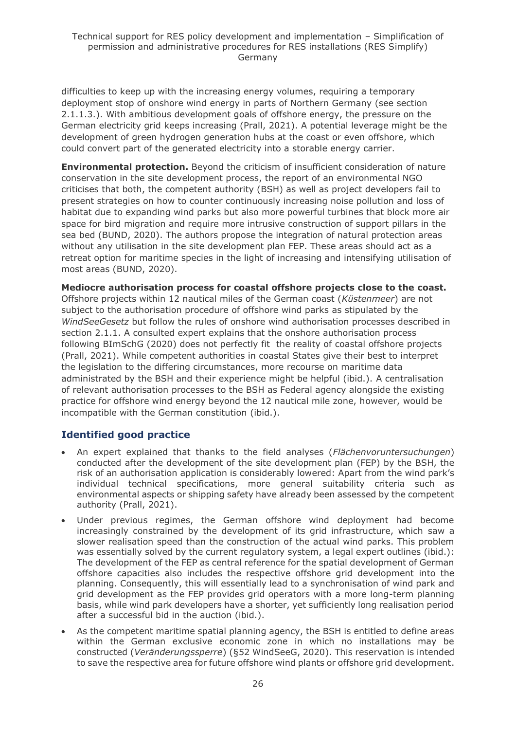difficulties to keep up with the increasing energy volumes, requiring a temporary deployment stop of onshore wind energy in parts of Northern Germany (see section 2.1.1.3.). With ambitious development goals of offshore energy, the pressure on the German electricity grid keeps increasing (Prall, 2021). A potential leverage might be the development of green hydrogen generation hubs at the coast or even offshore, which could convert part of the generated electricity into a storable energy carrier.

**Environmental protection.** Beyond the criticism of insufficient consideration of nature conservation in the site development process, the report of an environmental NGO criticises that both, the competent authority (BSH) as well as project developers fail to present strategies on how to counter continuously increasing noise pollution and loss of habitat due to expanding wind parks but also more powerful turbines that block more air space for bird migration and require more intrusive construction of support pillars in the sea bed (BUND, 2020). The authors propose the integration of natural protection areas without any utilisation in the site development plan FEP. These areas should act as a retreat option for maritime species in the light of increasing and intensifying utilisation of most areas (BUND, 2020).

**Mediocre authorisation process for coastal offshore projects close to the coast.** Offshore projects within 12 nautical miles of the German coast (*Küstenmeer*) are not subject to the authorisation procedure of offshore wind parks as stipulated by the *WindSeeGesetz* but follow the rules of onshore wind authorisation processes described in section 2.1.1. A consulted expert explains that the onshore authorisation process following BImSchG (2020) does not perfectly fit the reality of coastal offshore projects (Prall, 2021). While competent authorities in coastal States give their best to interpret the legislation to the differing circumstances, more recourse on maritime data administrated by the BSH and their experience might be helpful (ibid.). A centralisation of relevant authorisation processes to the BSH as Federal agency alongside the existing practice for offshore wind energy beyond the 12 nautical mile zone, however, would be incompatible with the German constitution (ibid.).

## Identified good practice

- An expert explained that thanks to the field analyses (*Flächenvoruntersuchungen*) conducted after the development of the site development plan (FEP) by the BSH, the risk of an authorisation application is considerably lowered: Apart from the wind park's individual technical specifications, more general suitability criteria such as environmental aspects or shipping safety have already been assessed by the competent authority (Prall, 2021).
- Under previous regimes, the German offshore wind deployment had become increasingly constrained by the development of its grid infrastructure, which saw a slower realisation speed than the construction of the actual wind parks. This problem was essentially solved by the current regulatory system, a legal expert outlines (ibid.): The development of the FEP as central reference for the spatial development of German offshore capacities also includes the respective offshore grid development into the planning. Consequently, this will essentially lead to a synchronisation of wind park and grid development as the FEP provides grid operators with a more long-term planning basis, while wind park developers have a shorter, yet sufficiently long realisation period after a successful bid in the auction (ibid.).
- As the competent maritime spatial planning agency, the BSH is entitled to define areas within the German exclusive economic zone in which no installations may be constructed (*Veränderungssperre*) (§52 WindSeeG, 2020). This reservation is intended to save the respective area for future offshore wind plants or offshore grid development.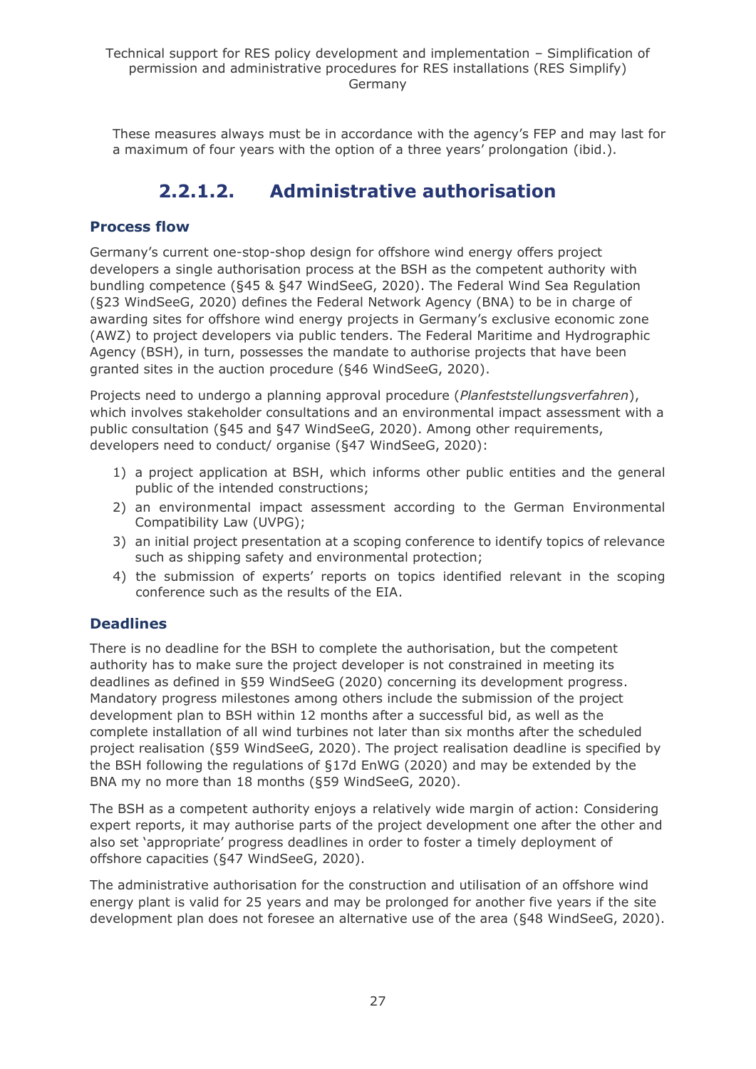These measures always must be in accordance with the agency's FEP and may last for a maximum of four years with the option of a three years' prolongation (ibid.).

### 2.2.1.2. Administrative authorisation

#### Process flow

Germany's current one-stop-shop design for offshore wind energy offers project developers a single authorisation process at the BSH as the competent authority with bundling competence (§45 & §47 WindSeeG, 2020). The Federal Wind Sea Regulation (§23 WindSeeG, 2020) defines the Federal Network Agency (BNA) to be in charge of awarding sites for offshore wind energy projects in Germany's exclusive economic zone (AWZ) to project developers via public tenders. The Federal Maritime and Hydrographic Agency (BSH), in turn, possesses the mandate to authorise projects that have been granted sites in the auction procedure (§46 WindSeeG, 2020).

Projects need to undergo a planning approval procedure (*Planfeststellungsverfahren*), which involves stakeholder consultations and an environmental impact assessment with a public consultation (§45 and §47 WindSeeG, 2020). Among other requirements, developers need to conduct/ organise (§47 WindSeeG, 2020):

1) a project application at BSH, which informs other public entities and the general public of the intended constructions;
2) an environmental impact assessment according to the German Environmental Compatibility Law (UVPG);
3) an initial project presentation at a scoping conference to identify topics of relevance such as shipping safety and environmental protection;
4) the submission of experts' reports on topics identified relevant in the scoping conference such as the results of the EIA.

#### Deadlines

There is no deadline for the BSH to complete the authorisation, but the competent authority has to make sure the project developer is not constrained in meeting its deadlines as defined in §59 WindSeeG (2020) concerning its development progress. Mandatory progress milestones among others include the submission of the project development plan to BSH within 12 months after a successful bid, as well as the complete installation of all wind turbines not later than six months after the scheduled project realisation (§59 WindSeeG, 2020). The project realisation deadline is specified by the BSH following the regulations of §17d EnWG (2020) and may be extended by the BNA my no more than 18 months (§59 WindSeeG, 2020).

The BSH as a competent authority enjoys a relatively wide margin of action: Considering expert reports, it may authorise parts of the project development one after the other and also set 'appropriate' progress deadlines in order to foster a timely deployment of offshore capacities (§47 WindSeeG, 2020).

The administrative authorisation for the construction and utilisation of an offshore wind energy plant is valid for 25 years and may be prolonged for another five years if the site development plan does not foresee an alternative use of the area (§48 WindSeeG, 2020).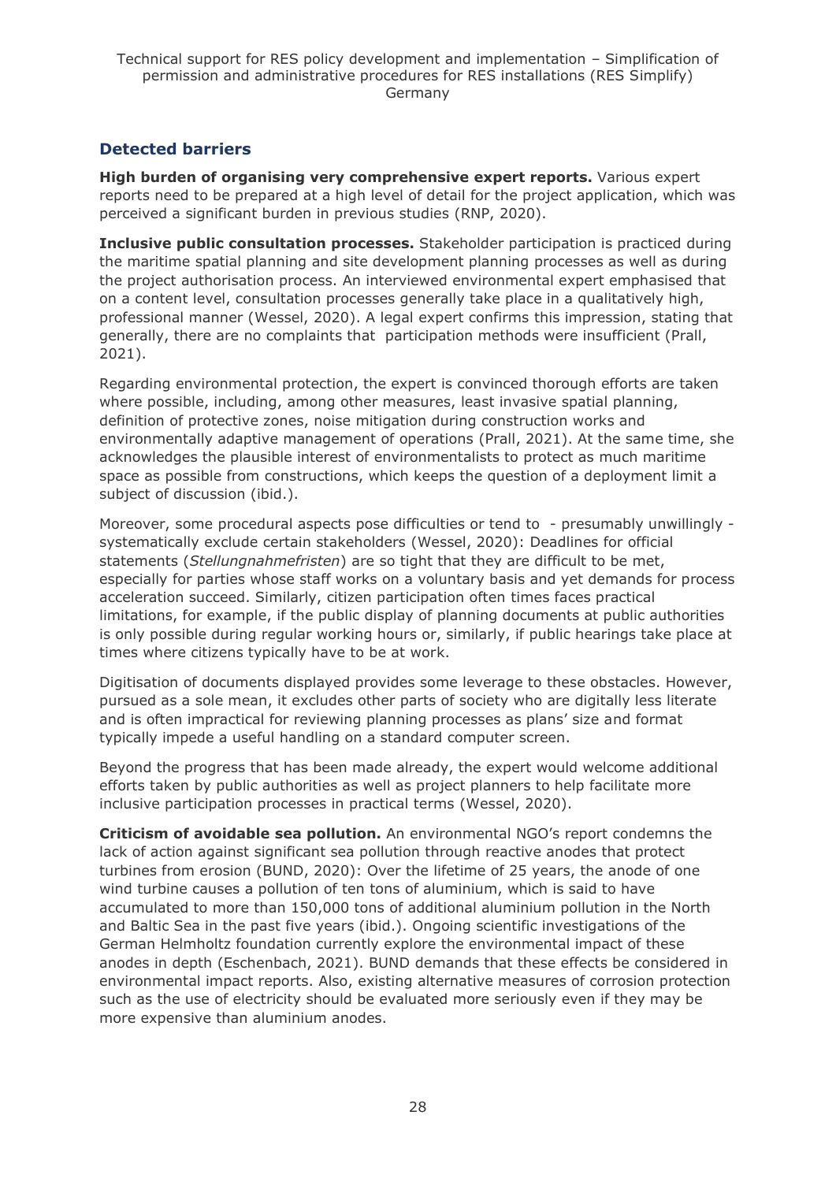## Detected barriers

**High burden of organising very comprehensive expert reports.** Various expert reports need to be prepared at a high level of detail for the project application, which was perceived a significant burden in previous studies (RNP, 2020).

**Inclusive public consultation processes.** Stakeholder participation is practiced during the maritime spatial planning and site development planning processes as well as during the project authorisation process. An interviewed environmental expert emphasised that on a content level, consultation processes generally take place in a qualitatively high, professional manner (Wessel, 2020). A legal expert confirms this impression, stating that generally, there are no complaints that participation methods were insufficient (Prall, 2021).

Regarding environmental protection, the expert is convinced thorough efforts are taken where possible, including, among other measures, least invasive spatial planning, definition of protective zones, noise mitigation during construction works and environmentally adaptive management of operations (Prall, 2021). At the same time, she acknowledges the plausible interest of environmentalists to protect as much maritime space as possible from constructions, which keeps the question of a deployment limit a subject of discussion (ibid.).

Moreover, some procedural aspects pose difficulties or tend to - presumably unwillingly - systematically exclude certain stakeholders (Wessel, 2020): Deadlines for official statements (*Stellungnahmefristen*) are so tight that they are difficult to be met, especially for parties whose staff works on a voluntary basis and yet demands for process acceleration succeed. Similarly, citizen participation often times faces practical limitations, for example, if the public display of planning documents at public authorities is only possible during regular working hours or, similarly, if public hearings take place at times where citizens typically have to be at work.

Digitisation of documents displayed provides some leverage to these obstacles. However, pursued as a sole mean, it excludes other parts of society who are digitally less literate and is often impractical for reviewing planning processes as plans' size and format typically impede a useful handling on a standard computer screen.

Beyond the progress that has been made already, the expert would welcome additional efforts taken by public authorities as well as project planners to help facilitate more inclusive participation processes in practical terms (Wessel, 2020).

**Criticism of avoidable sea pollution.** An environmental NGO's report condemns the lack of action against significant sea pollution through reactive anodes that protect turbines from erosion (BUND, 2020): Over the lifetime of 25 years, the anode of one wind turbine causes a pollution of ten tons of aluminium, which is said to have accumulated to more than 150,000 tons of additional aluminium pollution in the North and Baltic Sea in the past five years (ibid.). Ongoing scientific investigations of the German Helmholtz foundation currently explore the environmental impact of these anodes in depth (Eschenbach, 2021). BUND demands that these effects be considered in environmental impact reports. Also, existing alternative measures of corrosion protection such as the use of electricity should be evaluated more seriously even if they may be more expensive than aluminium anodes.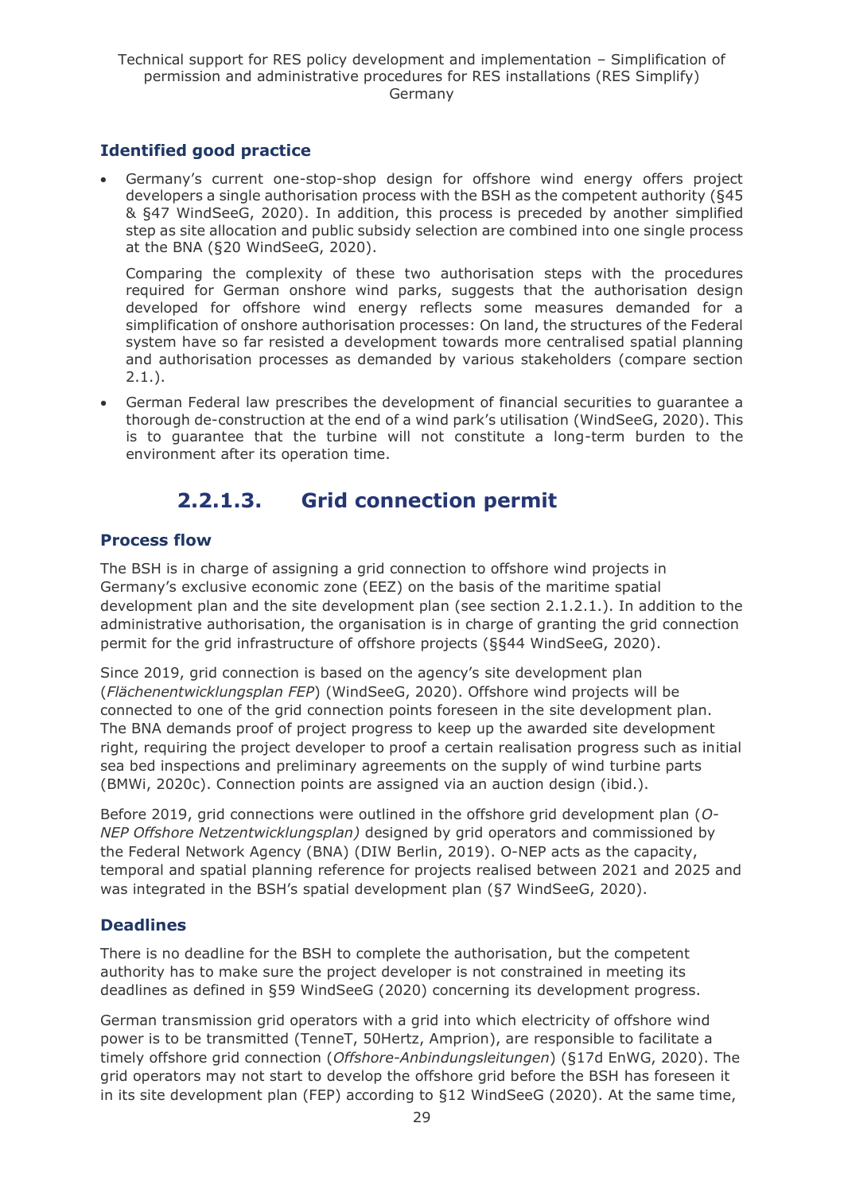### Identified good practice

- Germany's current one-stop-shop design for offshore wind energy offers project developers a single authorisation process with the BSH as the competent authority (§45 & §47 WindSeeG, 2020). In addition, this process is preceded by another simplified step as site allocation and public subsidy selection are combined into one single process at the BNA (§20 WindSeeG, 2020).

  Comparing the complexity of these two authorisation steps with the procedures required for German onshore wind parks, suggests that the authorisation design developed for offshore wind energy reflects some measures demanded for a simplification of onshore authorisation processes: On land, the structures of the Federal system have so far resisted a development towards more centralised spatial planning and authorisation processes as demanded by various stakeholders (compare section 2.1.).

- German Federal law prescribes the development of financial securities to guarantee a thorough de-construction at the end of a wind park's utilisation (WindSeeG, 2020). This is to guarantee that the turbine will not constitute a long-term burden to the environment after its operation time.

## 2.2.1.3. Grid connection permit

### Process flow

The BSH is in charge of assigning a grid connection to offshore wind projects in Germany's exclusive economic zone (EEZ) on the basis of the maritime spatial development plan and the site development plan (see section 2.1.2.1.). In addition to the administrative authorisation, the organisation is in charge of granting the grid connection permit for the grid infrastructure of offshore projects (§§44 WindSeeG, 2020).

Since 2019, grid connection is based on the agency's site development plan (*Flächenentwicklungsplan FEP*) (WindSeeG, 2020). Offshore wind projects will be connected to one of the grid connection points foreseen in the site development plan. The BNA demands proof of project progress to keep up the awarded site development right, requiring the project developer to proof a certain realisation progress such as initial sea bed inspections and preliminary agreements on the supply of wind turbine parts (BMWi, 2020c). Connection points are assigned via an auction design (ibid.).

Before 2019, grid connections were outlined in the offshore grid development plan (*O-NEP Offshore Netzentwicklungsplan)* designed by grid operators and commissioned by the Federal Network Agency (BNA) (DIW Berlin, 2019). O-NEP acts as the capacity, temporal and spatial planning reference for projects realised between 2021 and 2025 and was integrated in the BSH's spatial development plan (§7 WindSeeG, 2020).

### Deadlines

There is no deadline for the BSH to complete the authorisation, but the competent authority has to make sure the project developer is not constrained in meeting its deadlines as defined in §59 WindSeeG (2020) concerning its development progress.

German transmission grid operators with a grid into which electricity of offshore wind power is to be transmitted (TenneT, 50Hertz, Amprion), are responsible to facilitate a timely offshore grid connection (*Offshore-Anbindungsleitungen*) (§17d EnWG, 2020). The grid operators may not start to develop the offshore grid before the BSH has foreseen it in its site development plan (FEP) according to §12 WindSeeG (2020). At the same time,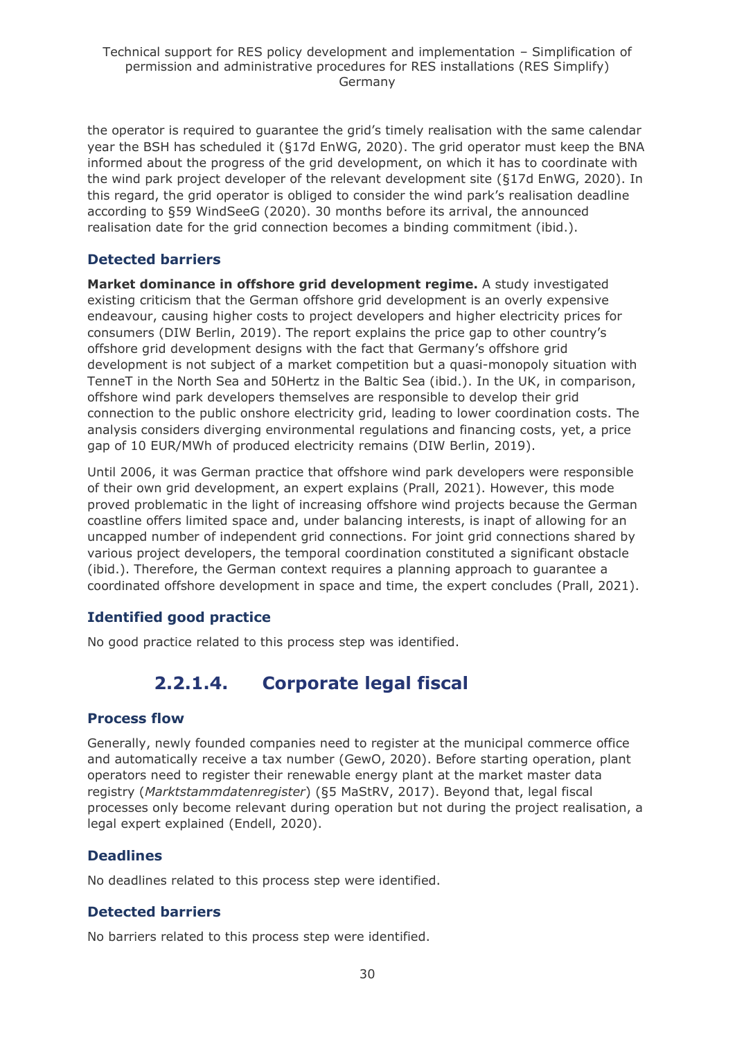the operator is required to guarantee the grid's timely realisation with the same calendar year the BSH has scheduled it (§17d EnWG, 2020). The grid operator must keep the BNA informed about the progress of the grid development, on which it has to coordinate with the wind park project developer of the relevant development site (§17d EnWG, 2020). In this regard, the grid operator is obliged to consider the wind park's realisation deadline according to §59 WindSeeG (2020). 30 months before its arrival, the announced realisation date for the grid connection becomes a binding commitment (ibid.).

### Detected barriers

**Market dominance in offshore grid development regime.** A study investigated existing criticism that the German offshore grid development is an overly expensive endeavour, causing higher costs to project developers and higher electricity prices for consumers (DIW Berlin, 2019). The report explains the price gap to other country's offshore grid development designs with the fact that Germany's offshore grid development is not subject of a market competition but a quasi-monopoly situation with TenneT in the North Sea and 50Hertz in the Baltic Sea (ibid.). In the UK, in comparison, offshore wind park developers themselves are responsible to develop their grid connection to the public onshore electricity grid, leading to lower coordination costs. The analysis considers diverging environmental regulations and financing costs, yet, a price gap of 10 EUR/MWh of produced electricity remains (DIW Berlin, 2019).

Until 2006, it was German practice that offshore wind park developers were responsible of their own grid development, an expert explains (Prall, 2021). However, this mode proved problematic in the light of increasing offshore wind projects because the German coastline offers limited space and, under balancing interests, is inapt of allowing for an uncapped number of independent grid connections. For joint grid connections shared by various project developers, the temporal coordination constituted a significant obstacle (ibid.). Therefore, the German context requires a planning approach to guarantee a coordinated offshore development in space and time, the expert concludes (Prall, 2021).

### Identified good practice

No good practice related to this process step was identified.

## 2.2.1.4. Corporate legal fiscal

### Process flow

Generally, newly founded companies need to register at the municipal commerce office and automatically receive a tax number (GewO, 2020). Before starting operation, plant operators need to register their renewable energy plant at the market master data registry (*Marktstammdatenregister*) (§5 MaStRV, 2017). Beyond that, legal fiscal processes only become relevant during operation but not during the project realisation, a legal expert explained (Endell, 2020).

### Deadlines

No deadlines related to this process step were identified.

### Detected barriers

No barriers related to this process step were identified.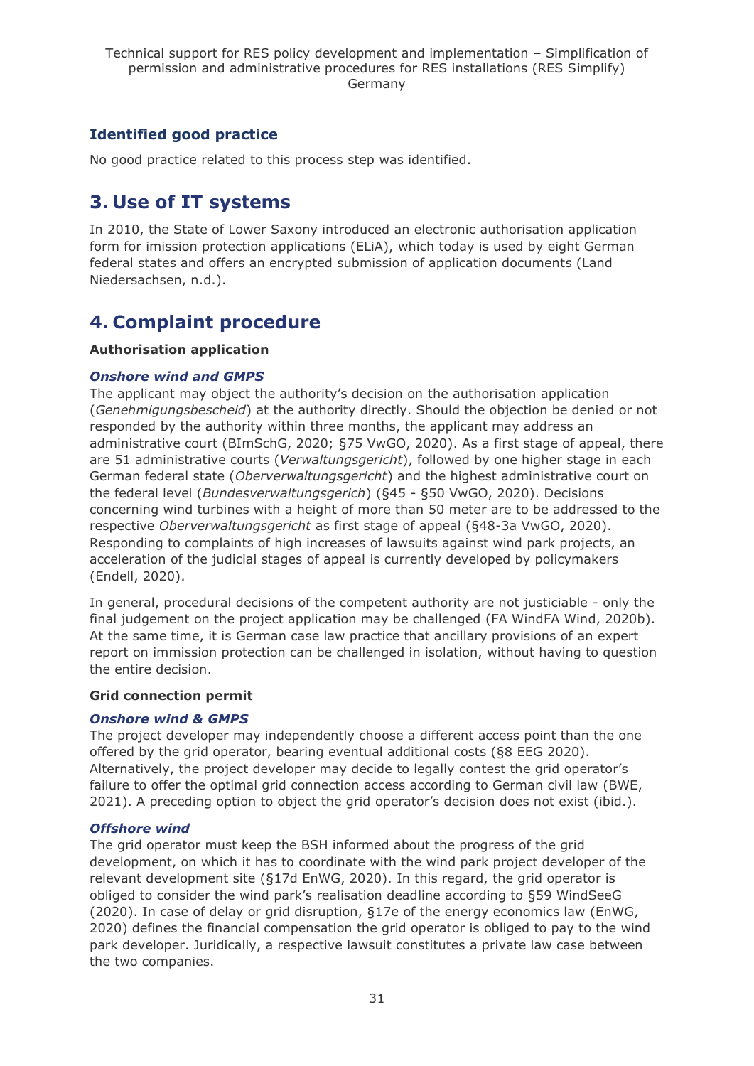### Identified good practice

No good practice related to this process step was identified.

## 3. Use of IT systems

In 2010, the State of Lower Saxony introduced an electronic authorisation application form for imission protection applications (ELiA), which today is used by eight German federal states and offers an encrypted submission of application documents (Land Niedersachsen, n.d.).

## 4. Complaint procedure

**Authorisation application**

***Onshore wind and GMPS***

The applicant may object the authority's decision on the authorisation application (*Genehmigungsbescheid*) at the authority directly. Should the objection be denied or not responded by the authority within three months, the applicant may address an administrative court (BImSchG, 2020; §75 VwGO, 2020). As a first stage of appeal, there are 51 administrative courts (*Verwaltungsgericht*), followed by one higher stage in each German federal state (*Oberverwaltungsgericht*) and the highest administrative court on the federal level (*Bundesverwaltungsgerich*) (§45 - §50 VwGO, 2020). Decisions concerning wind turbines with a height of more than 50 meter are to be addressed to the respective *Oberverwaltungsgericht* as first stage of appeal (§48-3a VwGO, 2020). Responding to complaints of high increases of lawsuits against wind park projects, an acceleration of the judicial stages of appeal is currently developed by policymakers (Endell, 2020).

In general, procedural decisions of the competent authority are not justiciable - only the final judgement on the project application may be challenged (FA WindFA Wind, 2020b). At the same time, it is German case law practice that ancillary provisions of an expert report on immission protection can be challenged in isolation, without having to question the entire decision.

**Grid connection permit**

***Onshore wind & GMPS***

The project developer may independently choose a different access point than the one offered by the grid operator, bearing eventual additional costs (§8 EEG 2020). Alternatively, the project developer may decide to legally contest the grid operator's failure to offer the optimal grid connection access according to German civil law (BWE, 2021). A preceding option to object the grid operator's decision does not exist (ibid.).

***Offshore wind***

The grid operator must keep the BSH informed about the progress of the grid development, on which it has to coordinate with the wind park project developer of the relevant development site (§17d EnWG, 2020). In this regard, the grid operator is obliged to consider the wind park's realisation deadline according to §59 WindSeeG (2020). In case of delay or grid disruption, §17e of the energy economics law (EnWG, 2020) defines the financial compensation the grid operator is obliged to pay to the wind park developer. Juridically, a respective lawsuit constitutes a private law case between the two companies.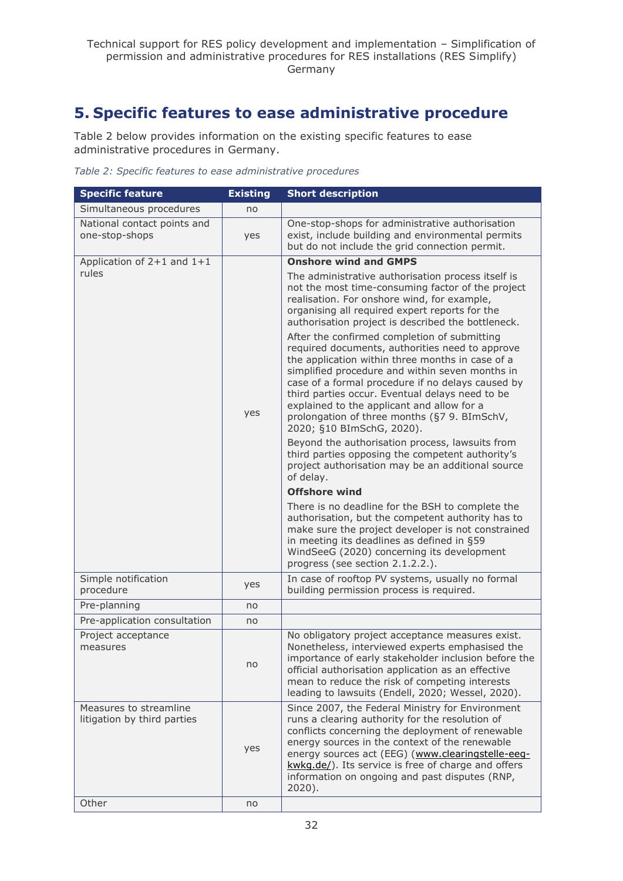# 5. Specific features to ease administrative procedure

Table 2 below provides information on the existing specific features to ease administrative procedures in Germany.

*Table 2: Specific features to ease administrative procedures*

| Specific feature | Existing | Short description |
|---|---|---|
| Simultaneous procedures | no | |
| National contact points and one-stop-shops | yes | One-stop-shops for administrative authorisation exist, include building and environmental permits but do not include the grid connection permit. |
| Application of 2+1 and 1+1 rules | yes | **Onshore wind and GMPS**<br>The administrative authorisation process itself is not the most time-consuming factor of the project realisation. For onshore wind, for example, organising all required expert reports for the authorisation project is described the bottleneck.<br>After the confirmed completion of submitting required documents, authorities need to approve the application within three months in case of a simplified procedure and within seven months in case of a formal procedure if no delays caused by third parties occur. Eventual delays need to be explained to the applicant and allow for a prolongation of three months (§7 9. BImSchV, 2020; §10 BImSchG, 2020).<br>Beyond the authorisation process, lawsuits from third parties opposing the competent authority's project authorisation may be an additional source of delay.<br>**Offshore wind**<br>There is no deadline for the BSH to complete the authorisation, but the competent authority has to make sure the project developer is not constrained in meeting its deadlines as defined in §59 WindSeeG (2020) concerning its development progress (see section 2.1.2.2.). |
| Simple notification procedure | yes | In case of rooftop PV systems, usually no formal building permission process is required. |
| Pre-planning | no | |
| Pre-application consultation | no | |
| Project acceptance measures | no | No obligatory project acceptance measures exist. Nonetheless, interviewed experts emphasised the importance of early stakeholder inclusion before the official authorisation application as an effective mean to reduce the risk of competing interests leading to lawsuits (Endell, 2020; Wessel, 2020). |
| Measures to streamline litigation by third parties | yes | Since 2007, the Federal Ministry for Environment runs a clearing authority for the resolution of conflicts concerning the deployment of renewable energy sources in the context of the renewable energy sources act (EEG) (www.clearingstelle-eeg-kwkg.de/). Its service is free of charge and offers information on ongoing and past disputes (RNP, 2020). |
| Other | no | |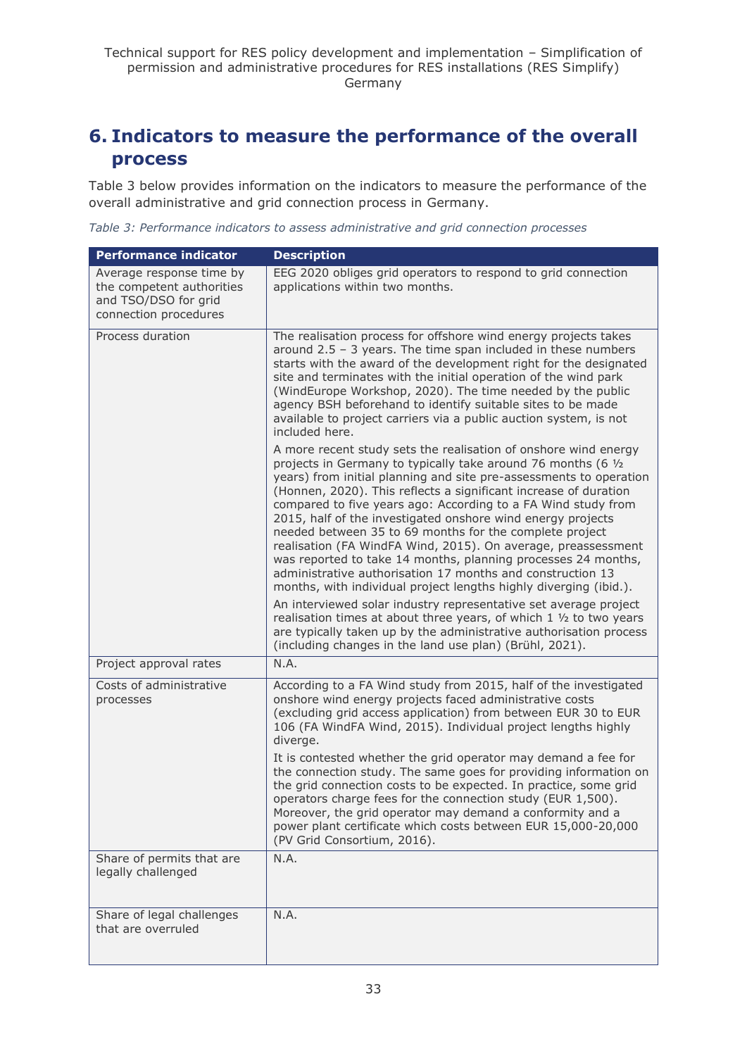## 6. Indicators to measure the performance of the overall process

Table 3 below provides information on the indicators to measure the performance of the overall administrative and grid connection process in Germany.

*Table 3: Performance indicators to assess administrative and grid connection processes*

| Performance indicator | Description |
|---|---|
| Average response time by the competent authorities and TSO/DSO for grid connection procedures | EEG 2020 obliges grid operators to respond to grid connection applications within two months. |
| Process duration | The realisation process for offshore wind energy projects takes around 2.5 – 3 years. The time span included in these numbers starts with the award of the development right for the designated site and terminates with the initial operation of the wind park (WindEurope Workshop, 2020). The time needed by the public agency BSH beforehand to identify suitable sites to be made available to project carriers via a public auction system, is not included here.<br><br>A more recent study sets the realisation of onshore wind energy projects in Germany to typically take around 76 months (6 ½ years) from initial planning and site pre-assessments to operation (Honnen, 2020). This reflects a significant increase of duration compared to five years ago: According to a FA Wind study from 2015, half of the investigated onshore wind energy projects needed between 35 to 69 months for the complete project realisation (FA WindFA Wind, 2015). On average, preassessment was reported to take 14 months, planning processes 24 months, administrative authorisation 17 months and construction 13 months, with individual project lengths highly diverging (ibid.).<br><br>An interviewed solar industry representative set average project realisation times at about three years, of which 1 ½ to two years are typically taken up by the administrative authorisation process (including changes in the land use plan) (Brühl, 2021). |
| Project approval rates | N.A. |
| Costs of administrative processes | According to a FA Wind study from 2015, half of the investigated onshore wind energy projects faced administrative costs (excluding grid access application) from between EUR 30 to EUR 106 (FA WindFA Wind, 2015). Individual project lengths highly diverge.<br><br>It is contested whether the grid operator may demand a fee for the connection study. The same goes for providing information on the grid connection costs to be expected. In practice, some grid operators charge fees for the connection study (EUR 1,500). Moreover, the grid operator may demand a conformity and a power plant certificate which costs between EUR 15,000-20,000 (PV Grid Consortium, 2016). |
| Share of permits that are legally challenged | N.A. |
| Share of legal challenges that are overruled | N.A. |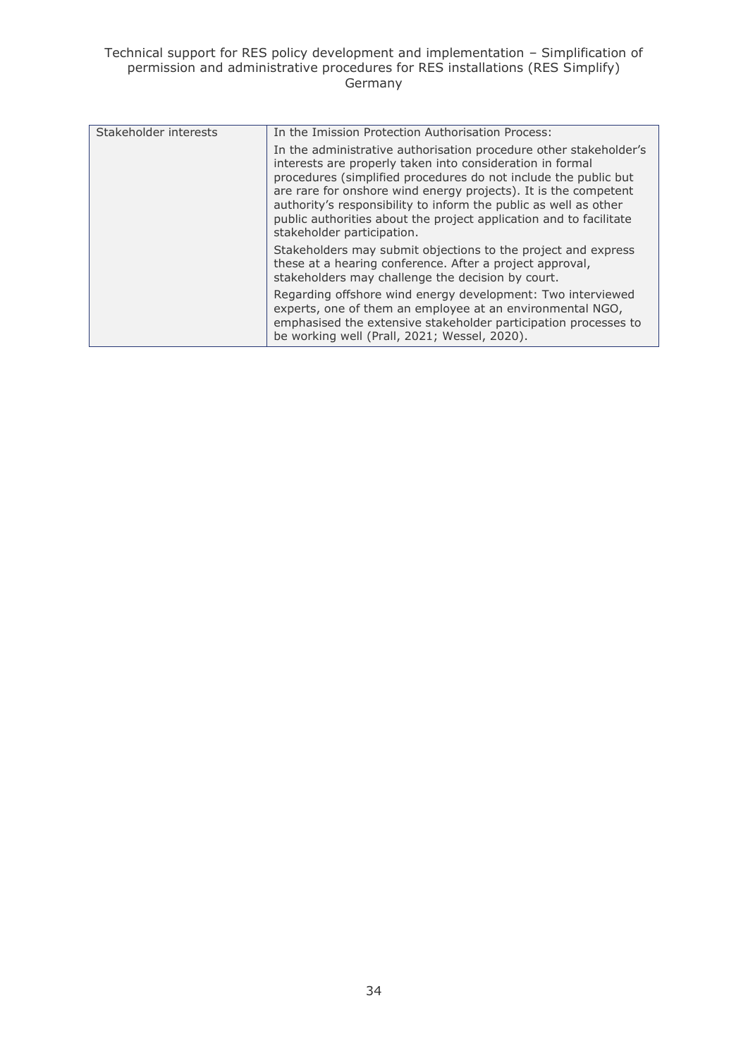| Stakeholder interests | In the Imission Protection Authorisation Process:<br><br>In the administrative authorisation procedure other stakeholder's interests are properly taken into consideration in formal procedures (simplified procedures do not include the public but are rare for onshore wind energy projects). It is the competent authority's responsibility to inform the public as well as other public authorities about the project application and to facilitate stakeholder participation.<br><br>Stakeholders may submit objections to the project and express these at a hearing conference. After a project approval, stakeholders may challenge the decision by court.<br><br>Regarding offshore wind energy development: Two interviewed experts, one of them an employee at an environmental NGO, emphasised the extensive stakeholder participation processes to be working well (Prall, 2021; Wessel, 2020). |
|---|---|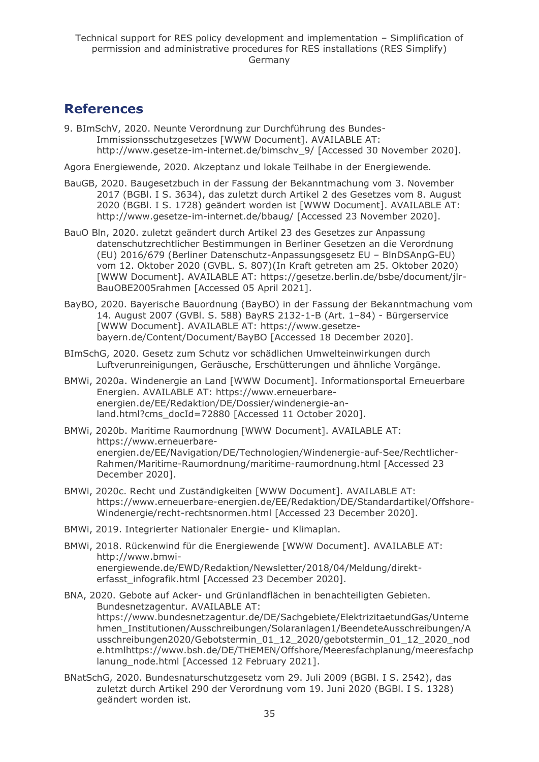## References

9. BImSchV, 2020. Neunte Verordnung zur Durchführung des Bundes-Immissionsschutzgesetzes [WWW Document]. AVAILABLE AT: http://www.gesetze-im-internet.de/bimschv_9/ [Accessed 30 November 2020].

Agora Energiewende, 2020. Akzeptanz und lokale Teilhabe in der Energiewende.

BauGB, 2020. Baugesetzbuch in der Fassung der Bekanntmachung vom 3. November 2017 (BGBl. I S. 3634), das zuletzt durch Artikel 2 des Gesetzes vom 8. August 2020 (BGBl. I S. 1728) geändert worden ist [WWW Document]. AVAILABLE AT: http://www.gesetze-im-internet.de/bbaug/ [Accessed 23 November 2020].

BauO Bln, 2020. zuletzt geändert durch Artikel 23 des Gesetzes zur Anpassung datenschutzrechtlicher Bestimmungen in Berliner Gesetzen an die Verordnung (EU) 2016/679 (Berliner Datenschutz-Anpassungsgesetz EU – BlnDSAnpG-EU) vom 12. Oktober 2020 (GVBL. S. 807)(In Kraft getreten am 25. Oktober 2020) [WWW Document]. AVAILABLE AT: https://gesetze.berlin.de/bsbe/document/jlr-BauOBE2005rahmen [Accessed 05 April 2021].

BayBO, 2020. Bayerische Bauordnung (BayBO) in der Fassung der Bekanntmachung vom 14. August 2007 (GVBl. S. 588) BayRS 2132-1-B (Art. 1–84) - Bürgerservice [WWW Document]. AVAILABLE AT: https://www.gesetze-bayern.de/Content/Document/BayBO [Accessed 18 December 2020].

BImSchG, 2020. Gesetz zum Schutz vor schädlichen Umwelteinwirkungen durch Luftverunreinigungen, Geräusche, Erschütterungen und ähnliche Vorgänge.

BMWi, 2020a. Windenergie an Land [WWW Document]. Informationsportal Erneuerbare Energien. AVAILABLE AT: https://www.erneuerbare-energien.de/EE/Redaktion/DE/Dossier/windenergie-an-land.html?cms_docId=72880 [Accessed 11 October 2020].

BMWi, 2020b. Maritime Raumordnung [WWW Document]. AVAILABLE AT: https://www.erneuerbare-energien.de/EE/Navigation/DE/Technologien/Windenergie-auf-See/Rechtlicher-Rahmen/Maritime-Raumordnung/maritime-raumordnung.html [Accessed 23 December 2020].

BMWi, 2020c. Recht und Zuständigkeiten [WWW Document]. AVAILABLE AT: https://www.erneuerbare-energien.de/EE/Redaktion/DE/Standardartikel/Offshore-Windenergie/recht-rechtsnormen.html [Accessed 23 December 2020].

BMWi, 2019. Integrierter Nationaler Energie- und Klimaplan.

BMWi, 2018. Rückenwind für die Energiewende [WWW Document]. AVAILABLE AT: http://www.bmwi-energiewende.de/EWD/Redaktion/Newsletter/2018/04/Meldung/direkt-erfasst_infografik.html [Accessed 23 December 2020].

BNA, 2020. Gebote auf Acker- und Grünlandflächen in benachteiligten Gebieten. Bundesnetzagentur. AVAILABLE AT: https://www.bundesnetzagentur.de/DE/Sachgebiete/ElektrizitaetundGas/Unternehmen_Institutionen/Ausschreibungen/Solaranlagen1/BeendeteAusschreibungen/Ausschreibungen2020/Gebotstermin_01_12_2020/gebotstermin_01_12_2020_node.htmlhttps://www.bsh.de/DE/THEMEN/Offshore/Meeresfachplanung/meeresfachplanung_node.html [Accessed 12 February 2021].

BNatSchG, 2020. Bundesnaturschutzgesetz vom 29. Juli 2009 (BGBl. I S. 2542), das zuletzt durch Artikel 290 der Verordnung vom 19. Juni 2020 (BGBl. I S. 1328) geändert worden ist.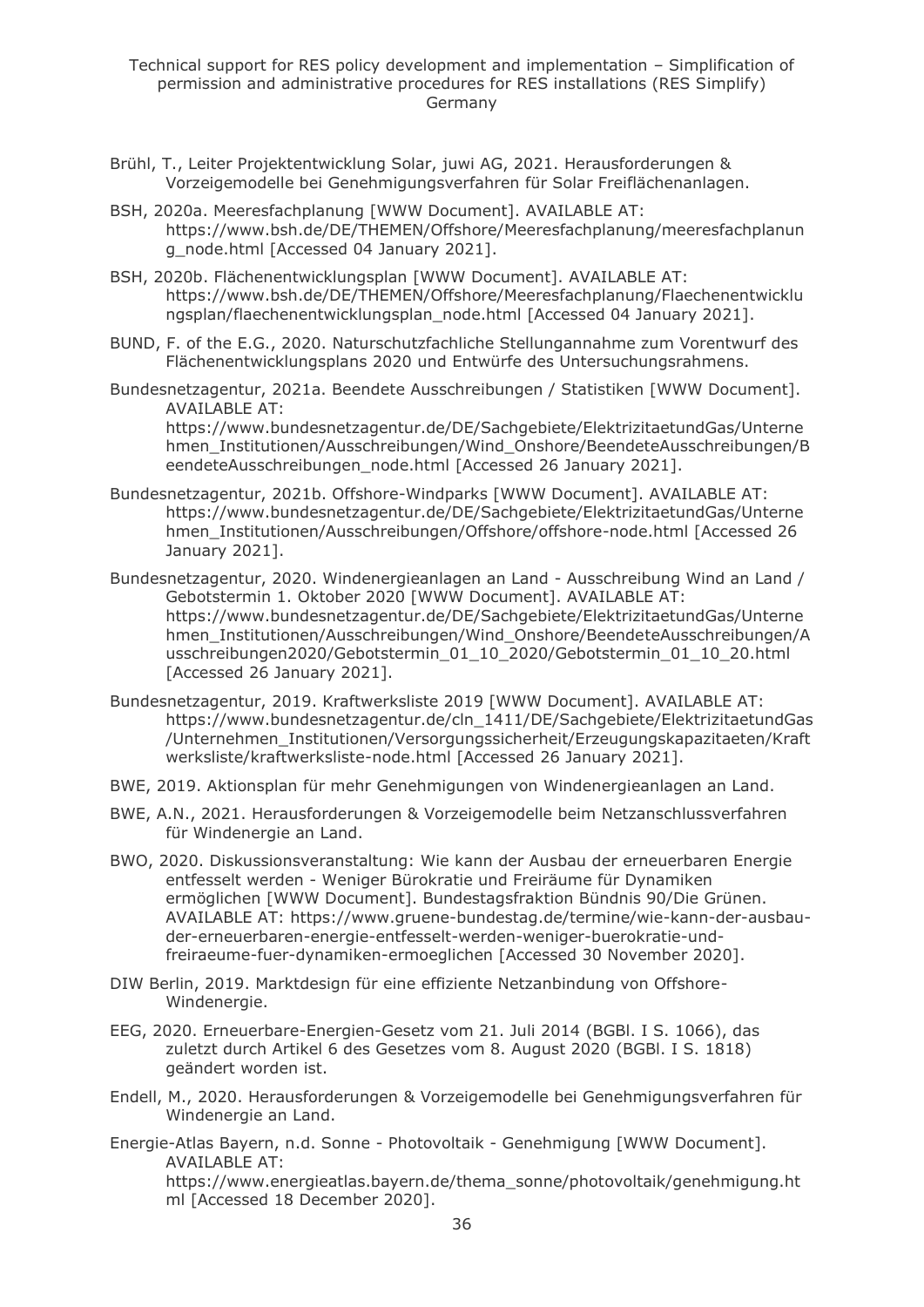Brühl, T., Leiter Projektentwicklung Solar, juwi AG, 2021. Herausforderungen & Vorzeigemodelle bei Genehmigungsverfahren für Solar Freiflächenanlagen.

BSH, 2020a. Meeresfachplanung [WWW Document]. AVAILABLE AT: https://www.bsh.de/DE/THEMEN/Offshore/Meeresfachplanung/meeresfachplanung_node.html [Accessed 04 January 2021].

BSH, 2020b. Flächenentwicklungsplan [WWW Document]. AVAILABLE AT: https://www.bsh.de/DE/THEMEN/Offshore/Meeresfachplanung/Flaechenentwicklungsplan/flaechenentwicklungsplan_node.html [Accessed 04 January 2021].

BUND, F. of the E.G., 2020. Naturschutzfachliche Stellungannahme zum Vorentwurf des Flächenentwicklungsplans 2020 und Entwürfe des Untersuchungsrahmens.

Bundesnetzagentur, 2021a. Beendete Ausschreibungen / Statistiken [WWW Document]. AVAILABLE AT: https://www.bundesnetzagentur.de/DE/Sachgebiete/ElektrizitaetundGas/Unternehmen_Institutionen/Ausschreibungen/Wind_Onshore/BeendeteAusschreibungen/BeendeteAusschreibungen_node.html [Accessed 26 January 2021].

Bundesnetzagentur, 2021b. Offshore-Windparks [WWW Document]. AVAILABLE AT: https://www.bundesnetzagentur.de/DE/Sachgebiete/ElektrizitaetundGas/Unternehmen_Institutionen/Ausschreibungen/Offshore/offshore-node.html [Accessed 26 January 2021].

Bundesnetzagentur, 2020. Windenergieanlagen an Land - Ausschreibung Wind an Land / Gebotstermin 1. Oktober 2020 [WWW Document]. AVAILABLE AT: https://www.bundesnetzagentur.de/DE/Sachgebiete/ElektrizitaetundGas/Unternehmen_Institutionen/Ausschreibungen/Wind_Onshore/BeendeteAusschreibungen/Ausschreibungen2020/Gebotstermin_01_10_2020/Gebotstermin_01_10_20.html [Accessed 26 January 2021].

Bundesnetzagentur, 2019. Kraftwerksliste 2019 [WWW Document]. AVAILABLE AT: https://www.bundesnetzagentur.de/cln_1411/DE/Sachgebiete/ElektrizitaetundGas/Unternehmen_Institutionen/Versorgungssicherheit/Erzeugungskapazitaeten/Kraftwerksliste/kraftwerksliste-node.html [Accessed 26 January 2021].

BWE, 2019. Aktionsplan für mehr Genehmigungen von Windenergieanlagen an Land.

BWE, A.N., 2021. Herausforderungen & Vorzeigemodelle beim Netzanschlussverfahren für Windenergie an Land.

BWO, 2020. Diskussionsveranstaltung: Wie kann der Ausbau der erneuerbaren Energie entfesselt werden - Weniger Bürokratie und Freiräume für Dynamiken ermöglichen [WWW Document]. Bundestagsfraktion Bündnis 90/Die Grünen. AVAILABLE AT: https://www.gruene-bundestag.de/termine/wie-kann-der-ausbau-der-erneuerbaren-energie-entfesselt-werden-weniger-buerokratie-und-freiraeume-fuer-dynamiken-ermoeglichen [Accessed 30 November 2020].

DIW Berlin, 2019. Marktdesign für eine effiziente Netzanbindung von Offshore-Windenergie.

EEG, 2020. Erneuerbare-Energien-Gesetz vom 21. Juli 2014 (BGBl. I S. 1066), das zuletzt durch Artikel 6 des Gesetzes vom 8. August 2020 (BGBl. I S. 1818) geändert worden ist.

Endell, M., 2020. Herausforderungen & Vorzeigemodelle bei Genehmigungsverfahren für Windenergie an Land.

Energie-Atlas Bayern, n.d. Sonne - Photovoltaik - Genehmigung [WWW Document]. AVAILABLE AT: https://www.energieatlas.bayern.de/thema_sonne/photovoltaik/genehmigung.html [Accessed 18 December 2020].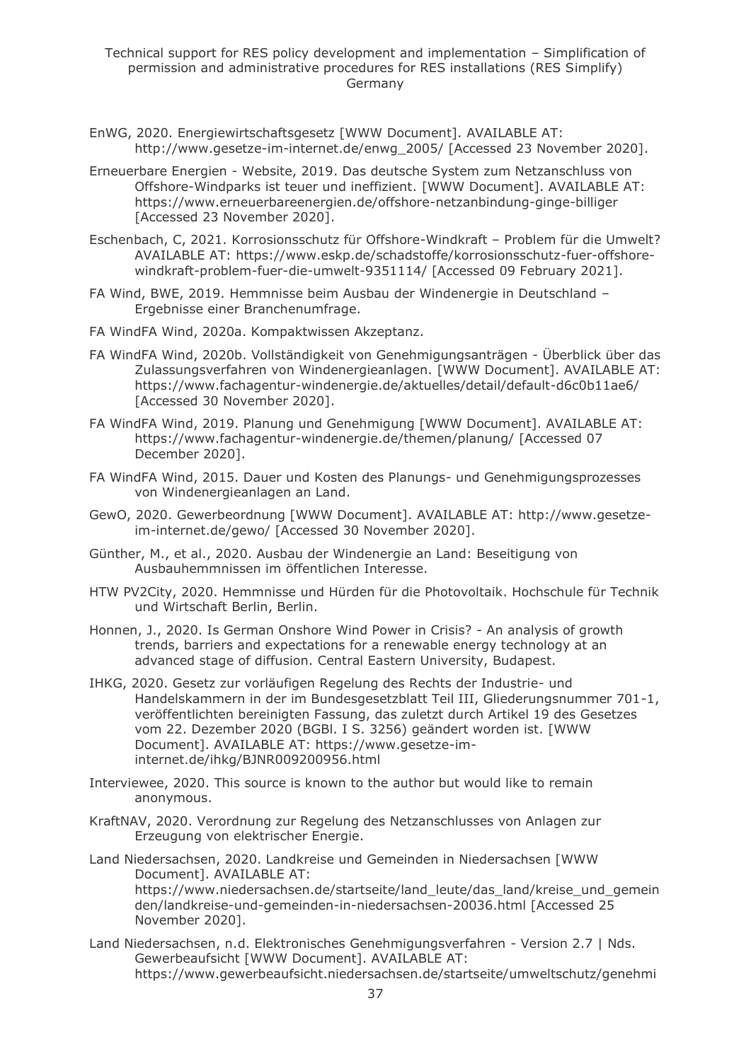EnWG, 2020. Energiewirtschaftsgesetz [WWW Document]. AVAILABLE AT: http://www.gesetze-im-internet.de/enwg_2005/ [Accessed 23 November 2020].

Erneuerbare Energien - Website, 2019. Das deutsche System zum Netzanschluss von Offshore-Windparks ist teuer und ineffizient. [WWW Document]. AVAILABLE AT: https://www.erneuerbareenergien.de/offshore-netzanbindung-ginge-billiger [Accessed 23 November 2020].

Eschenbach, C, 2021. Korrosionsschutz für Offshore-Windkraft – Problem für die Umwelt? AVAILABLE AT: https://www.eskp.de/schadstoffe/korrosionsschutz-fuer-offshore-windkraft-problem-fuer-die-umwelt-9351114/ [Accessed 09 February 2021].

FA Wind, BWE, 2019. Hemmnisse beim Ausbau der Windenergie in Deutschland – Ergebnisse einer Branchenumfrage.

FA WindFA Wind, 2020a. Kompaktwissen Akzeptanz.

FA WindFA Wind, 2020b. Vollständigkeit von Genehmigungsanträgen - Überblick über das Zulassungsverfahren von Windenergieanlagen. [WWW Document]. AVAILABLE AT: https://www.fachagentur-windenergie.de/aktuelles/detail/default-d6c0b11ae6/ [Accessed 30 November 2020].

FA WindFA Wind, 2019. Planung und Genehmigung [WWW Document]. AVAILABLE AT: https://www.fachagentur-windenergie.de/themen/planung/ [Accessed 07 December 2020].

FA WindFA Wind, 2015. Dauer und Kosten des Planungs- und Genehmigungsprozesses von Windenergieanlagen an Land.

GewO, 2020. Gewerbeordnung [WWW Document]. AVAILABLE AT: http://www.gesetze-im-internet.de/gewo/ [Accessed 30 November 2020].

Günther, M., et al., 2020. Ausbau der Windenergie an Land: Beseitigung von Ausbauhemmnissen im öffentlichen Interesse.

HTW PV2City, 2020. Hemmnisse und Hürden für die Photovoltaik. Hochschule für Technik und Wirtschaft Berlin, Berlin.

Honnen, J., 2020. Is German Onshore Wind Power in Crisis? - An analysis of growth trends, barriers and expectations for a renewable energy technology at an advanced stage of diffusion. Central Eastern University, Budapest.

IHKG, 2020. Gesetz zur vorläufigen Regelung des Rechts der Industrie- und Handelskammern in der im Bundesgesetzblatt Teil III, Gliederungsnummer 701-1, veröffentlichten bereinigten Fassung, das zuletzt durch Artikel 19 des Gesetzes vom 22. Dezember 2020 (BGBl. I S. 3256) geändert worden ist. [WWW Document]. AVAILABLE AT: https://www.gesetze-im-internet.de/ihkg/BJNR009200956.html

Interviewee, 2020. This source is known to the author but would like to remain anonymous.

KraftNAV, 2020. Verordnung zur Regelung des Netzanschlusses von Anlagen zur Erzeugung von elektrischer Energie.

Land Niedersachsen, 2020. Landkreise und Gemeinden in Niedersachsen [WWW Document]. AVAILABLE AT: https://www.niedersachsen.de/startseite/land_leute/das_land/kreise_und_gemeinden/landkreise-und-gemeinden-in-niedersachsen-20036.html [Accessed 25 November 2020].

Land Niedersachsen, n.d. Elektronisches Genehmigungsverfahren - Version 2.7 | Nds. Gewerbeaufsicht [WWW Document]. AVAILABLE AT: https://www.gewerbeaufsicht.niedersachsen.de/startseite/umweltschutz/genehmi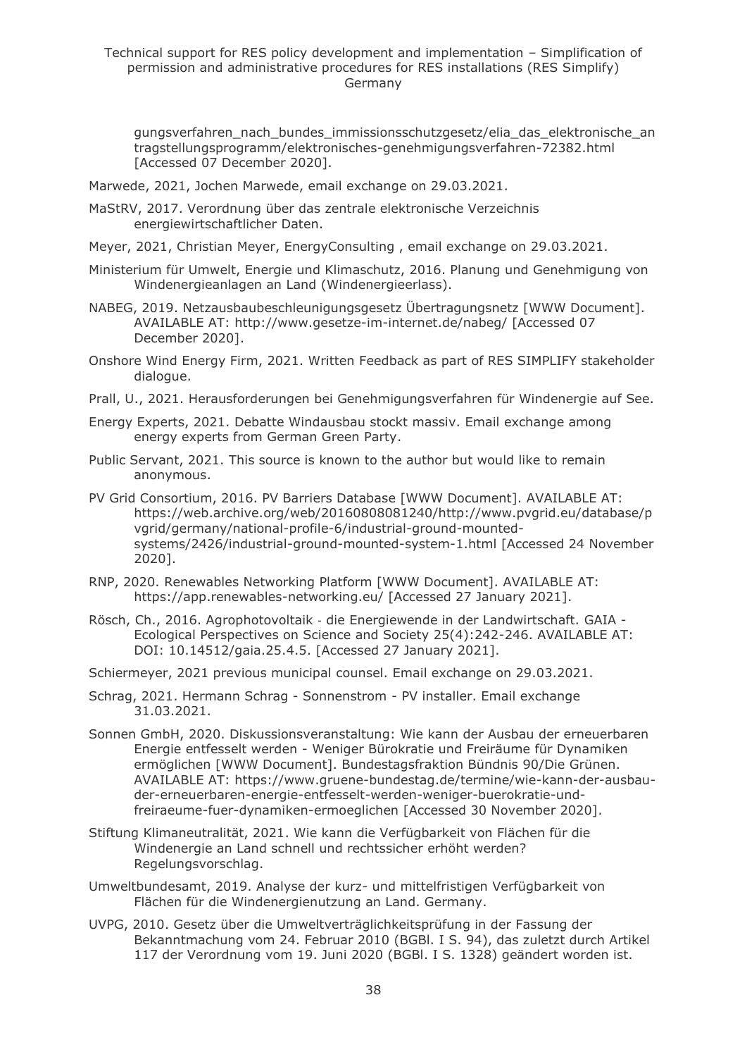gungsverfahren_nach_bundes_immissionsschutzgesetz/elia_das_elektronische_antragstellungsprogramm/elektronisches-genehmigungsverfahren-72382.html [Accessed 07 December 2020].

Marwede, 2021, Jochen Marwede, email exchange on 29.03.2021.

MaStRV, 2017. Verordnung über das zentrale elektronische Verzeichnis energiewirtschaftlicher Daten.

Meyer, 2021, Christian Meyer, EnergyConsulting , email exchange on 29.03.2021.

Ministerium für Umwelt, Energie und Klimaschutz, 2016. Planung und Genehmigung von Windenergieanlagen an Land (Windenergieerlass).

NABEG, 2019. Netzausbaubeschleunigungsgesetz Übertragungsnetz [WWW Document]. AVAILABLE AT: http://www.gesetze-im-internet.de/nabeg/ [Accessed 07 December 2020].

Onshore Wind Energy Firm, 2021. Written Feedback as part of RES SIMPLIFY stakeholder dialogue.

Prall, U., 2021. Herausforderungen bei Genehmigungsverfahren für Windenergie auf See.

Energy Experts, 2021. Debatte Windausbau stockt massiv. Email exchange among energy experts from German Green Party.

Public Servant, 2021. This source is known to the author but would like to remain anonymous.

PV Grid Consortium, 2016. PV Barriers Database [WWW Document]. AVAILABLE AT: https://web.archive.org/web/20160808081240/http://www.pvgrid.eu/database/pvgrid/germany/national-profile-6/industrial-ground-mounted-systems/2426/industrial-ground-mounted-system-1.html [Accessed 24 November 2020].

RNP, 2020. Renewables Networking Platform [WWW Document]. AVAILABLE AT: https://app.renewables-networking.eu/ [Accessed 27 January 2021].

Rösch, Ch., 2016. Agrophotovoltaik - die Energiewende in der Landwirtschaft. GAIA - Ecological Perspectives on Science and Society 25(4):242-246. AVAILABLE AT: DOI: 10.14512/gaia.25.4.5. [Accessed 27 January 2021].

Schiermeyer, 2021 previous municipal counsel. Email exchange on 29.03.2021.

Schrag, 2021. Hermann Schrag - Sonnenstrom - PV installer. Email exchange 31.03.2021.

Sonnen GmbH, 2020. Diskussionsveranstaltung: Wie kann der Ausbau der erneuerbaren Energie entfesselt werden - Weniger Bürokratie und Freiräume für Dynamiken ermöglichen [WWW Document]. Bundestagsfraktion Bündnis 90/Die Grünen. AVAILABLE AT: https://www.gruene-bundestag.de/termine/wie-kann-der-ausbau-der-erneuerbaren-energie-entfesselt-werden-weniger-buerokratie-und-freiraeume-fuer-dynamiken-ermoeglichen [Accessed 30 November 2020].

Stiftung Klimaneutralität, 2021. Wie kann die Verfügbarkeit von Flächen für die Windenergie an Land schnell und rechtssicher erhöht werden? Regelungsvorschlag.

Umweltbundesamt, 2019. Analyse der kurz- und mittelfristigen Verfügbarkeit von Flächen für die Windenergienutzung an Land. Germany.

UVPG, 2010. Gesetz über die Umweltverträglichkeitsprüfung in der Fassung der Bekanntmachung vom 24. Februar 2010 (BGBl. I S. 94), das zuletzt durch Artikel 117 der Verordnung vom 19. Juni 2020 (BGBl. I S. 1328) geändert worden ist.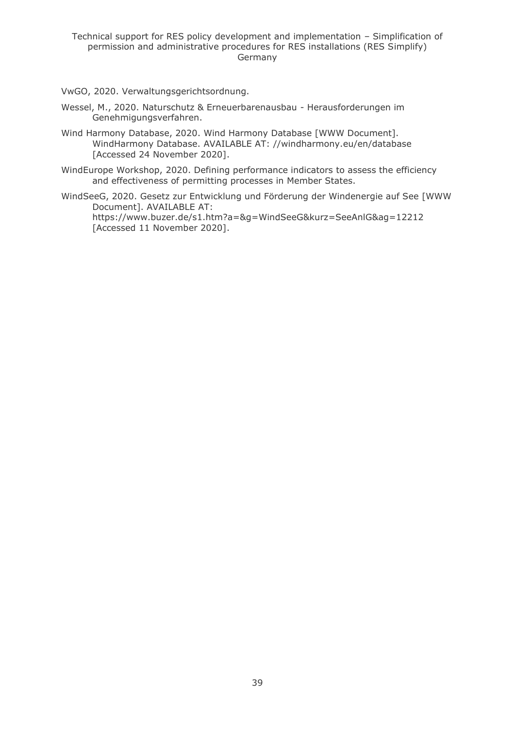VwGO, 2020. Verwaltungsgerichtsordnung.

Wessel, M., 2020. Naturschutz & Erneuerbarenausbau - Herausforderungen im Genehmigungsverfahren.

Wind Harmony Database, 2020. Wind Harmony Database [WWW Document]. WindHarmony Database. AVAILABLE AT: //windharmony.eu/en/database [Accessed 24 November 2020].

WindEurope Workshop, 2020. Defining performance indicators to assess the efficiency and effectiveness of permitting processes in Member States.

WindSeeG, 2020. Gesetz zur Entwicklung und Förderung der Windenergie auf See [WWW Document]. AVAILABLE AT: https://www.buzer.de/s1.htm?a=&g=WindSeeG&kurz=SeeAnlG&ag=12212 [Accessed 11 November 2020].